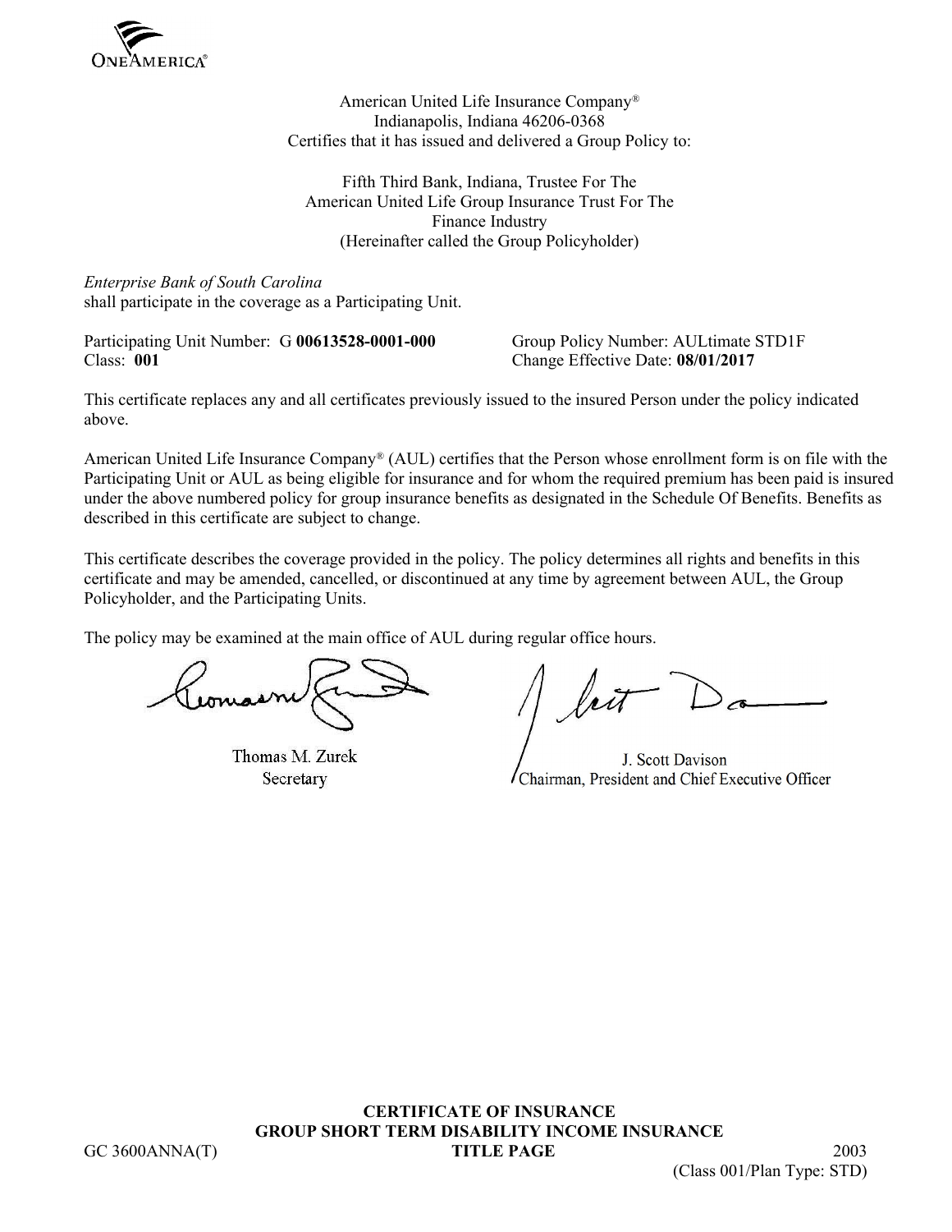ONEAMERICA®

American United Life Insurance Company®
Indianapolis, Indiana 46206-0368
Certifies that it has issued and delivered a Group Policy to:

Fifth Third Bank, Indiana, Trustee For The
American United Life Group Insurance Trust For The
Finance Industry
(Hereinafter called the Group Policyholder)

*Enterprise Bank of South Carolina*
shall participate in the coverage as a Participating Unit.

Participating Unit Number: G **00613528-0001-000**
Class: **001**

Group Policy Number: AULtimate STD1F
Change Effective Date: **08/01/2017**

This certificate replaces any and all certificates previously issued to the insured Person under the policy indicated above.

American United Life Insurance Company® (AUL) certifies that the Person whose enrollment form is on file with the Participating Unit or AUL as being eligible for insurance and for whom the required premium has been paid is insured under the above numbered policy for group insurance benefits as designated in the Schedule Of Benefits. Benefits as described in this certificate are subject to change.

This certificate describes the coverage provided in the policy. The policy determines all rights and benefits in this certificate and may be amended, cancelled, or discontinued at any time by agreement between AUL, the Group Policyholder, and the Participating Units.

The policy may be examined at the main office of AUL during regular office hours.

Thomas M. Zurek
Secretary

J. Scott Davison
Chairman, President and Chief Executive Officer

**CERTIFICATE OF INSURANCE**
**GROUP SHORT TERM DISABILITY INCOME INSURANCE**
**TITLE PAGE**

GC 3600ANNA(T) 2003
(Class 001/Plan Type: STD)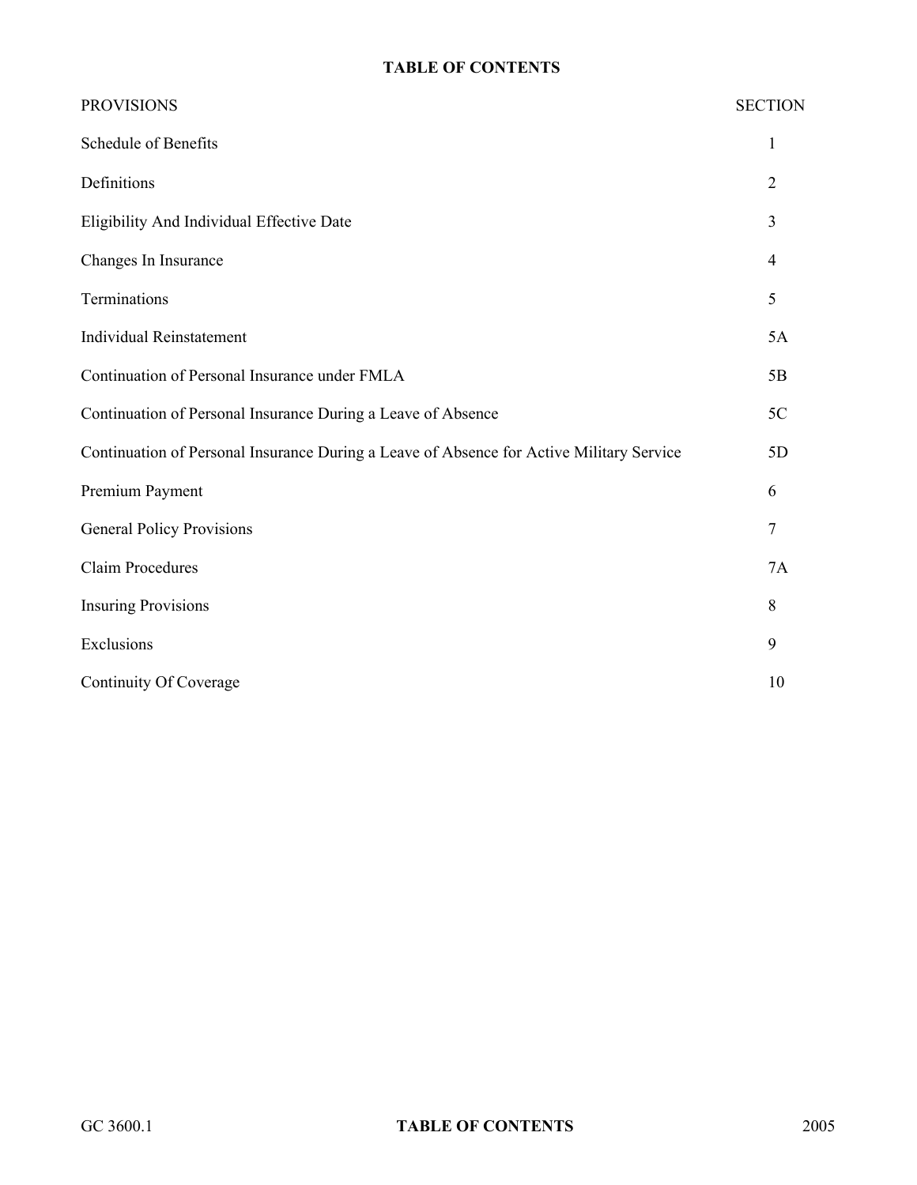# TABLE OF CONTENTS

| PROVISIONS | SECTION |
|---|---|
| Schedule of Benefits | 1 |
| Definitions | 2 |
| Eligibility And Individual Effective Date | 3 |
| Changes In Insurance | 4 |
| Terminations | 5 |
| Individual Reinstatement | 5A |
| Continuation of Personal Insurance under FMLA | 5B |
| Continuation of Personal Insurance During a Leave of Absence | 5C |
| Continuation of Personal Insurance During a Leave of Absence for Active Military Service | 5D |
| Premium Payment | 6 |
| General Policy Provisions | 7 |
| Claim Procedures | 7A |
| Insuring Provisions | 8 |
| Exclusions | 9 |
| Continuity Of Coverage | 10 |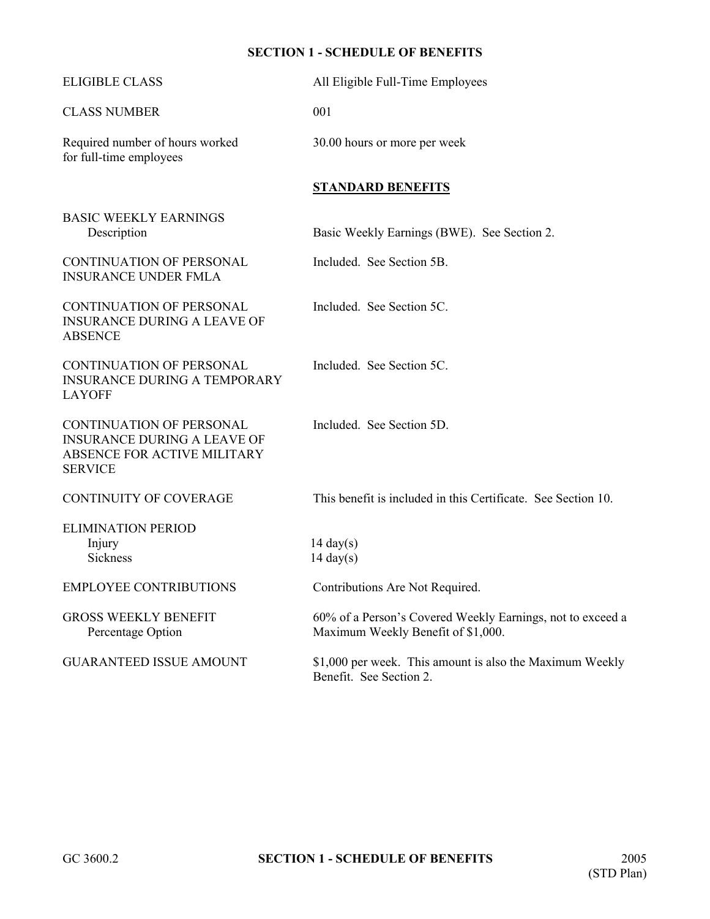# SECTION 1 - SCHEDULE OF BENEFITS

| | |
|---|---|
| ELIGIBLE CLASS | All Eligible Full-Time Employees |
| CLASS NUMBER | 001 |
| Required number of hours worked for full-time employees | 30.00 hours or more per week |
| | **STANDARD BENEFITS** |
| BASIC WEEKLY EARNINGS<br>Description | Basic Weekly Earnings (BWE). See Section 2. |
| CONTINUATION OF PERSONAL INSURANCE UNDER FMLA | Included. See Section 5B. |
| CONTINUATION OF PERSONAL INSURANCE DURING A LEAVE OF ABSENCE | Included. See Section 5C. |
| CONTINUATION OF PERSONAL INSURANCE DURING A TEMPORARY LAYOFF | Included. See Section 5C. |
| CONTINUATION OF PERSONAL INSURANCE DURING A LEAVE OF ABSENCE FOR ACTIVE MILITARY SERVICE | Included. See Section 5D. |
| CONTINUITY OF COVERAGE | This benefit is included in this Certificate. See Section 10. |
| ELIMINATION PERIOD<br>Injury<br>Sickness | <br>14 day(s)<br>14 day(s) |
| EMPLOYEE CONTRIBUTIONS | Contributions Are Not Required. |
| GROSS WEEKLY BENEFIT<br>Percentage Option | 60% of a Person's Covered Weekly Earnings, not to exceed a Maximum Weekly Benefit of $1,000. |
| GUARANTEED ISSUE AMOUNT | $1,000 per week. This amount is also the Maximum Weekly Benefit. See Section 2. |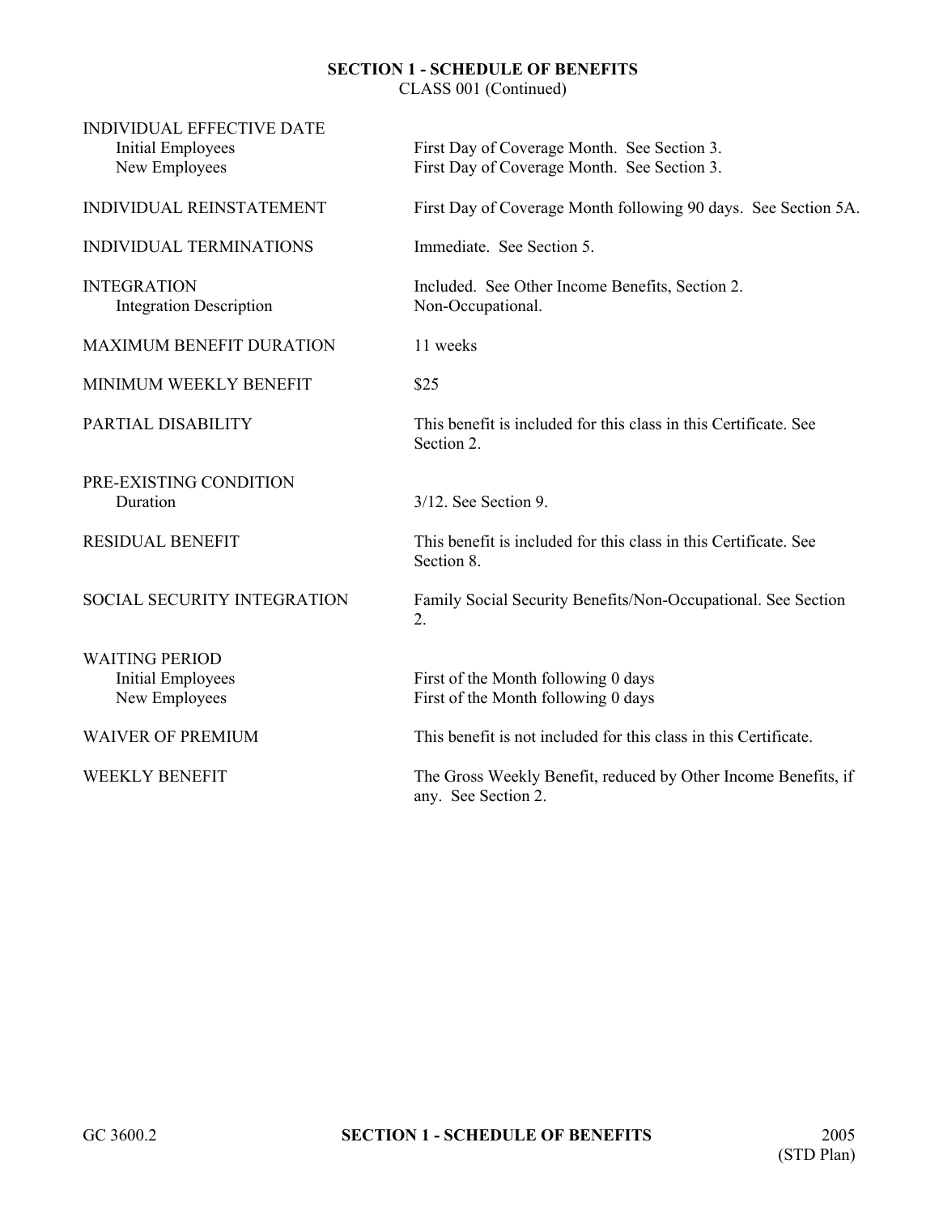## SECTION 1 - SCHEDULE OF BENEFITS

CLASS 001 (Continued)

| | |
|---|---|
| INDIVIDUAL EFFECTIVE DATE | |
| Initial Employees | First Day of Coverage Month. See Section 3. |
| New Employees | First Day of Coverage Month. See Section 3. |
| INDIVIDUAL REINSTATEMENT | First Day of Coverage Month following 90 days. See Section 5A. |
| INDIVIDUAL TERMINATIONS | Immediate. See Section 5. |
| INTEGRATION | Included. See Other Income Benefits, Section 2. |
| Integration Description | Non-Occupational. |
| MAXIMUM BENEFIT DURATION | 11 weeks |
| MINIMUM WEEKLY BENEFIT | $25 |
| PARTIAL DISABILITY | This benefit is included for this class in this Certificate. See Section 2. |
| PRE-EXISTING CONDITION | |
| Duration | 3/12. See Section 9. |
| RESIDUAL BENEFIT | This benefit is included for this class in this Certificate. See Section 8. |
| SOCIAL SECURITY INTEGRATION | Family Social Security Benefits/Non-Occupational. See Section 2. |
| WAITING PERIOD | |
| Initial Employees | First of the Month following 0 days |
| New Employees | First of the Month following 0 days |
| WAIVER OF PREMIUM | This benefit is not included for this class in this Certificate. |
| WEEKLY BENEFIT | The Gross Weekly Benefit, reduced by Other Income Benefits, if any. See Section 2. |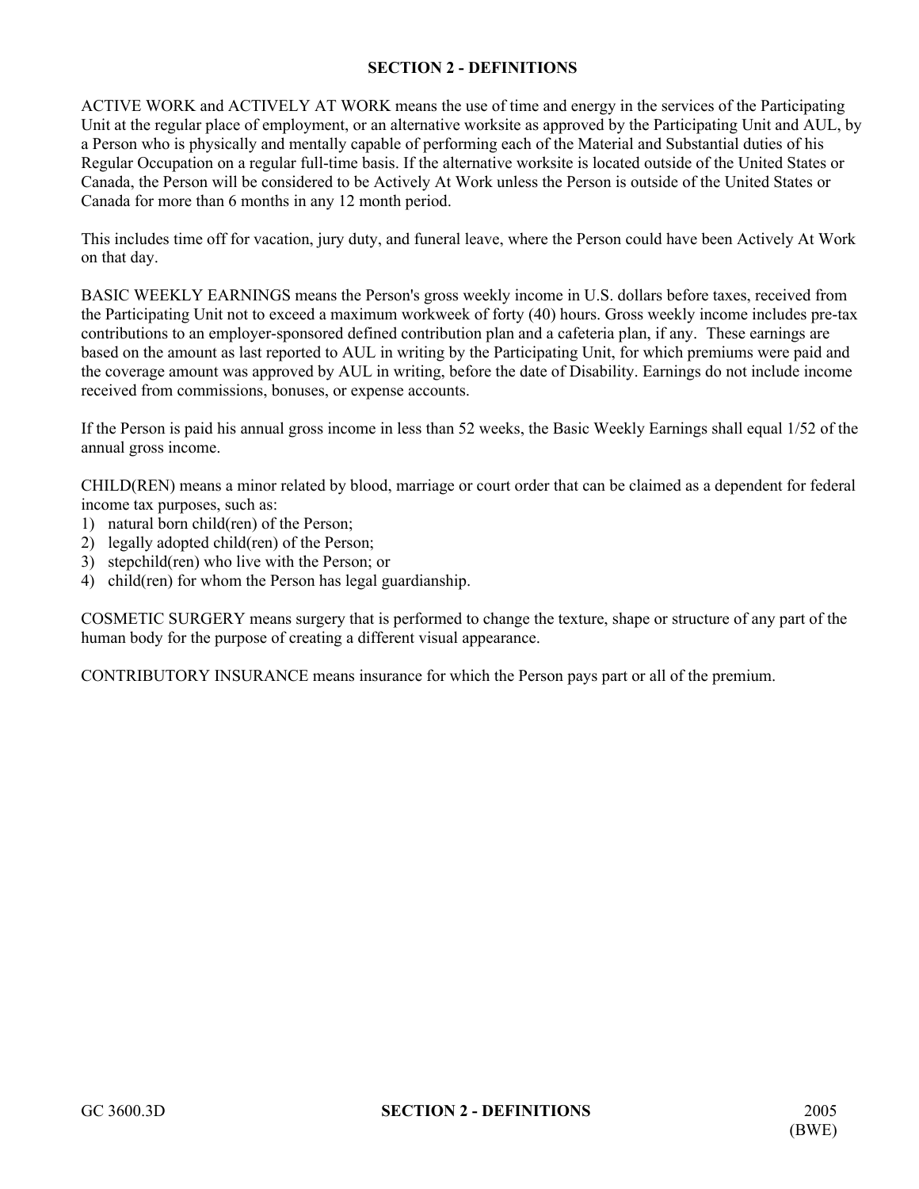## SECTION 2 - DEFINITIONS

ACTIVE WORK and ACTIVELY AT WORK means the use of time and energy in the services of the Participating Unit at the regular place of employment, or an alternative worksite as approved by the Participating Unit and AUL, by a Person who is physically and mentally capable of performing each of the Material and Substantial duties of his Regular Occupation on a regular full-time basis. If the alternative worksite is located outside of the United States or Canada, the Person will be considered to be Actively At Work unless the Person is outside of the United States or Canada for more than 6 months in any 12 month period.

This includes time off for vacation, jury duty, and funeral leave, where the Person could have been Actively At Work on that day.

BASIC WEEKLY EARNINGS means the Person's gross weekly income in U.S. dollars before taxes, received from the Participating Unit not to exceed a maximum workweek of forty (40) hours. Gross weekly income includes pre-tax contributions to an employer-sponsored defined contribution plan and a cafeteria plan, if any. These earnings are based on the amount as last reported to AUL in writing by the Participating Unit, for which premiums were paid and the coverage amount was approved by AUL in writing, before the date of Disability. Earnings do not include income received from commissions, bonuses, or expense accounts.

If the Person is paid his annual gross income in less than 52 weeks, the Basic Weekly Earnings shall equal 1/52 of the annual gross income.

CHILD(REN) means a minor related by blood, marriage or court order that can be claimed as a dependent for federal income tax purposes, such as:
1) natural born child(ren) of the Person;
2) legally adopted child(ren) of the Person;
3) stepchild(ren) who live with the Person; or
4) child(ren) for whom the Person has legal guardianship.

COSMETIC SURGERY means surgery that is performed to change the texture, shape or structure of any part of the human body for the purpose of creating a different visual appearance.

CONTRIBUTORY INSURANCE means insurance for which the Person pays part or all of the premium.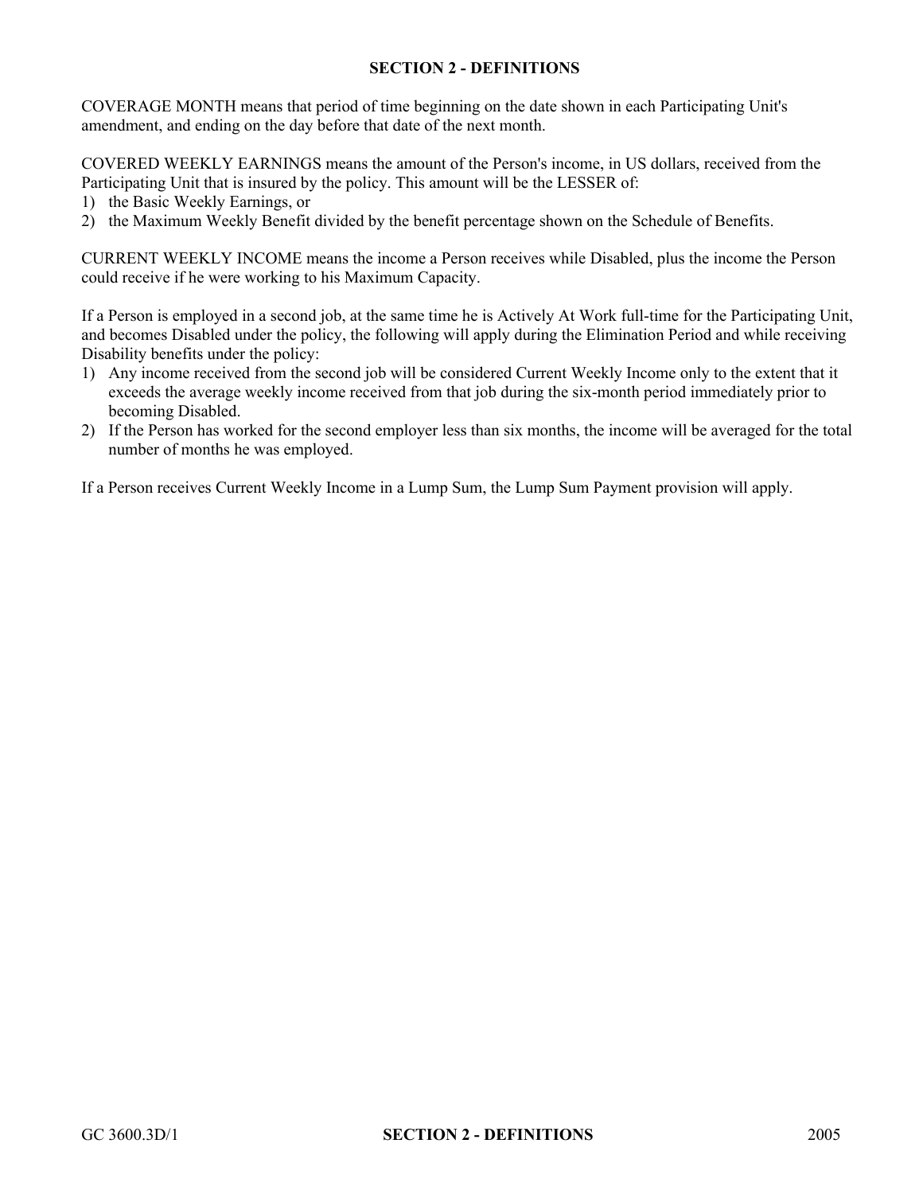## SECTION 2 - DEFINITIONS

COVERAGE MONTH means that period of time beginning on the date shown in each Participating Unit's amendment, and ending on the day before that date of the next month.

COVERED WEEKLY EARNINGS means the amount of the Person's income, in US dollars, received from the Participating Unit that is insured by the policy. This amount will be the LESSER of:

1) the Basic Weekly Earnings, or
2) the Maximum Weekly Benefit divided by the benefit percentage shown on the Schedule of Benefits.

CURRENT WEEKLY INCOME means the income a Person receives while Disabled, plus the income the Person could receive if he were working to his Maximum Capacity.

If a Person is employed in a second job, at the same time he is Actively At Work full-time for the Participating Unit, and becomes Disabled under the policy, the following will apply during the Elimination Period and while receiving Disability benefits under the policy:

1) Any income received from the second job will be considered Current Weekly Income only to the extent that it exceeds the average weekly income received from that job during the six-month period immediately prior to becoming Disabled.
2) If the Person has worked for the second employer less than six months, the income will be averaged for the total number of months he was employed.

If a Person receives Current Weekly Income in a Lump Sum, the Lump Sum Payment provision will apply.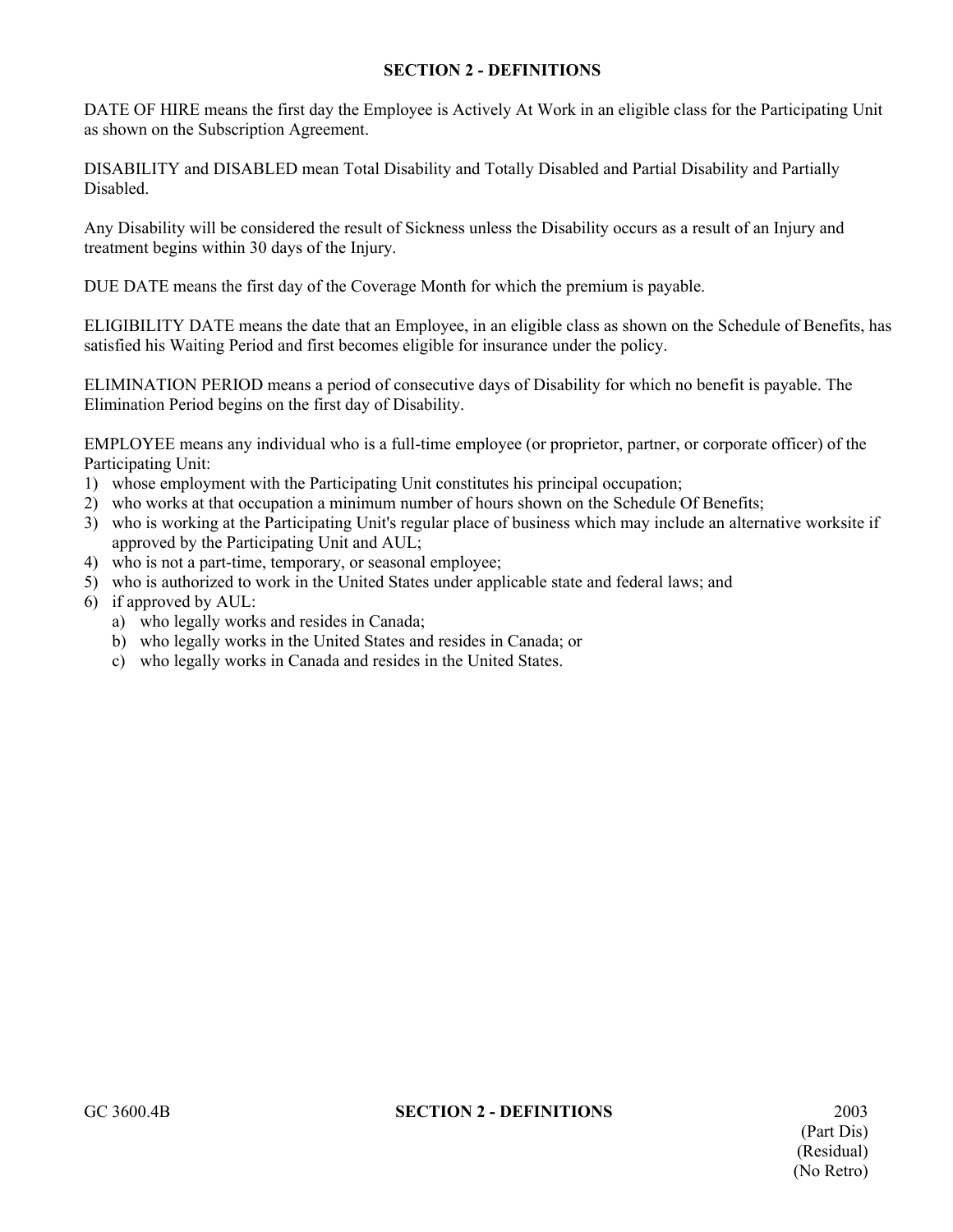## SECTION 2 - DEFINITIONS

DATE OF HIRE means the first day the Employee is Actively At Work in an eligible class for the Participating Unit as shown on the Subscription Agreement.

DISABILITY and DISABLED mean Total Disability and Totally Disabled and Partial Disability and Partially Disabled.

Any Disability will be considered the result of Sickness unless the Disability occurs as a result of an Injury and treatment begins within 30 days of the Injury.

DUE DATE means the first day of the Coverage Month for which the premium is payable.

ELIGIBILITY DATE means the date that an Employee, in an eligible class as shown on the Schedule of Benefits, has satisfied his Waiting Period and first becomes eligible for insurance under the policy.

ELIMINATION PERIOD means a period of consecutive days of Disability for which no benefit is payable. The Elimination Period begins on the first day of Disability.

EMPLOYEE means any individual who is a full-time employee (or proprietor, partner, or corporate officer) of the Participating Unit:

1) whose employment with the Participating Unit constitutes his principal occupation;
2) who works at that occupation a minimum number of hours shown on the Schedule Of Benefits;
3) who is working at the Participating Unit's regular place of business which may include an alternative worksite if approved by the Participating Unit and AUL;
4) who is not a part-time, temporary, or seasonal employee;
5) who is authorized to work in the United States under applicable state and federal laws; and
6) if approved by AUL:
   a) who legally works and resides in Canada;
   b) who legally works in the United States and resides in Canada; or
   c) who legally works in Canada and resides in the United States.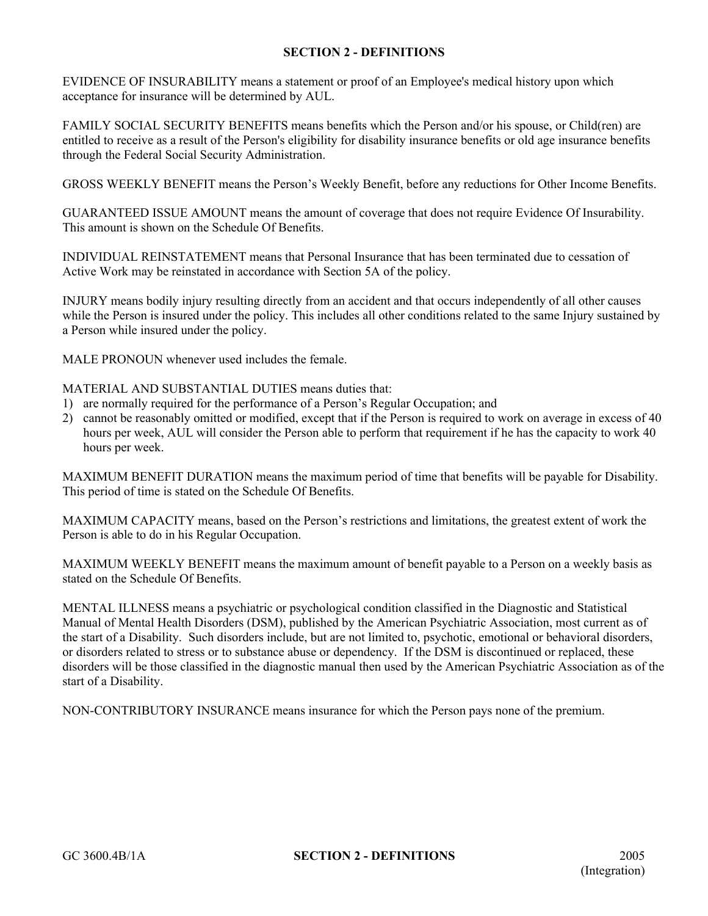## SECTION 2 - DEFINITIONS

EVIDENCE OF INSURABILITY means a statement or proof of an Employee's medical history upon which acceptance for insurance will be determined by AUL.

FAMILY SOCIAL SECURITY BENEFITS means benefits which the Person and/or his spouse, or Child(ren) are entitled to receive as a result of the Person's eligibility for disability insurance benefits or old age insurance benefits through the Federal Social Security Administration.

GROSS WEEKLY BENEFIT means the Person's Weekly Benefit, before any reductions for Other Income Benefits.

GUARANTEED ISSUE AMOUNT means the amount of coverage that does not require Evidence Of Insurability. This amount is shown on the Schedule Of Benefits.

INDIVIDUAL REINSTATEMENT means that Personal Insurance that has been terminated due to cessation of Active Work may be reinstated in accordance with Section 5A of the policy.

INJURY means bodily injury resulting directly from an accident and that occurs independently of all other causes while the Person is insured under the policy. This includes all other conditions related to the same Injury sustained by a Person while insured under the policy.

MALE PRONOUN whenever used includes the female.

MATERIAL AND SUBSTANTIAL DUTIES means duties that:

1) are normally required for the performance of a Person's Regular Occupation; and
2) cannot be reasonably omitted or modified, except that if the Person is required to work on average in excess of 40 hours per week, AUL will consider the Person able to perform that requirement if he has the capacity to work 40 hours per week.

MAXIMUM BENEFIT DURATION means the maximum period of time that benefits will be payable for Disability. This period of time is stated on the Schedule Of Benefits.

MAXIMUM CAPACITY means, based on the Person's restrictions and limitations, the greatest extent of work the Person is able to do in his Regular Occupation.

MAXIMUM WEEKLY BENEFIT means the maximum amount of benefit payable to a Person on a weekly basis as stated on the Schedule Of Benefits.

MENTAL ILLNESS means a psychiatric or psychological condition classified in the Diagnostic and Statistical Manual of Mental Health Disorders (DSM), published by the American Psychiatric Association, most current as of the start of a Disability. Such disorders include, but are not limited to, psychotic, emotional or behavioral disorders, or disorders related to stress or to substance abuse or dependency. If the DSM is discontinued or replaced, these disorders will be those classified in the diagnostic manual then used by the American Psychiatric Association as of the start of a Disability.

NON-CONTRIBUTORY INSURANCE means insurance for which the Person pays none of the premium.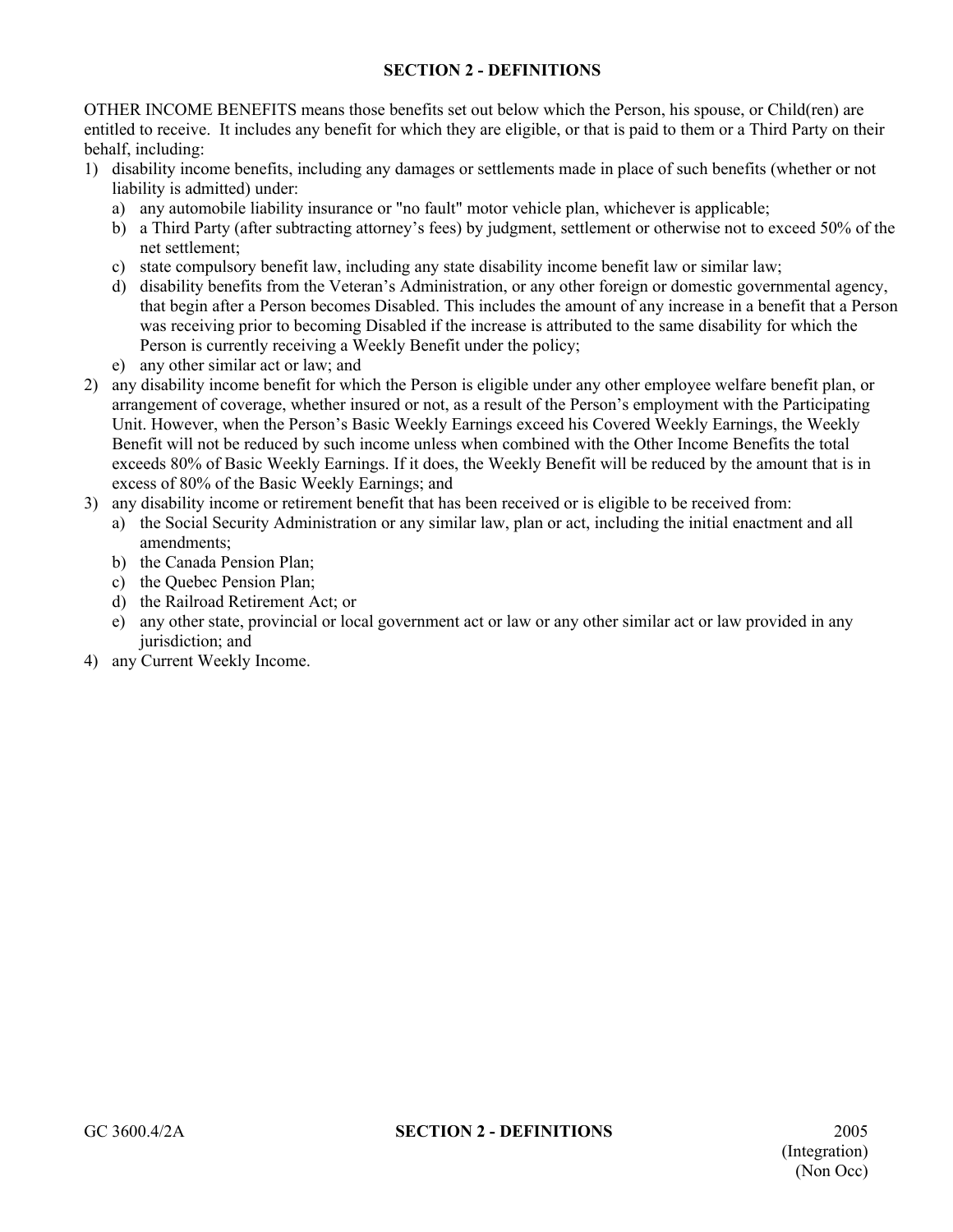## SECTION 2 - DEFINITIONS

OTHER INCOME BENEFITS means those benefits set out below which the Person, his spouse, or Child(ren) are entitled to receive. It includes any benefit for which they are eligible, or that is paid to them or a Third Party on their behalf, including:

1) disability income benefits, including any damages or settlements made in place of such benefits (whether or not liability is admitted) under:
   a) any automobile liability insurance or "no fault" motor vehicle plan, whichever is applicable;
   b) a Third Party (after subtracting attorney's fees) by judgment, settlement or otherwise not to exceed 50% of the net settlement;
   c) state compulsory benefit law, including any state disability income benefit law or similar law;
   d) disability benefits from the Veteran's Administration, or any other foreign or domestic governmental agency, that begin after a Person becomes Disabled. This includes the amount of any increase in a benefit that a Person was receiving prior to becoming Disabled if the increase is attributed to the same disability for which the Person is currently receiving a Weekly Benefit under the policy;
   e) any other similar act or law; and
2) any disability income benefit for which the Person is eligible under any other employee welfare benefit plan, or arrangement of coverage, whether insured or not, as a result of the Person's employment with the Participating Unit. However, when the Person's Basic Weekly Earnings exceed his Covered Weekly Earnings, the Weekly Benefit will not be reduced by such income unless when combined with the Other Income Benefits the total exceeds 80% of Basic Weekly Earnings. If it does, the Weekly Benefit will be reduced by the amount that is in excess of 80% of the Basic Weekly Earnings; and
3) any disability income or retirement benefit that has been received or is eligible to be received from:
   a) the Social Security Administration or any similar law, plan or act, including the initial enactment and all amendments;
   b) the Canada Pension Plan;
   c) the Quebec Pension Plan;
   d) the Railroad Retirement Act; or
   e) any other state, provincial or local government act or law or any other similar act or law provided in any jurisdiction; and
4) any Current Weekly Income.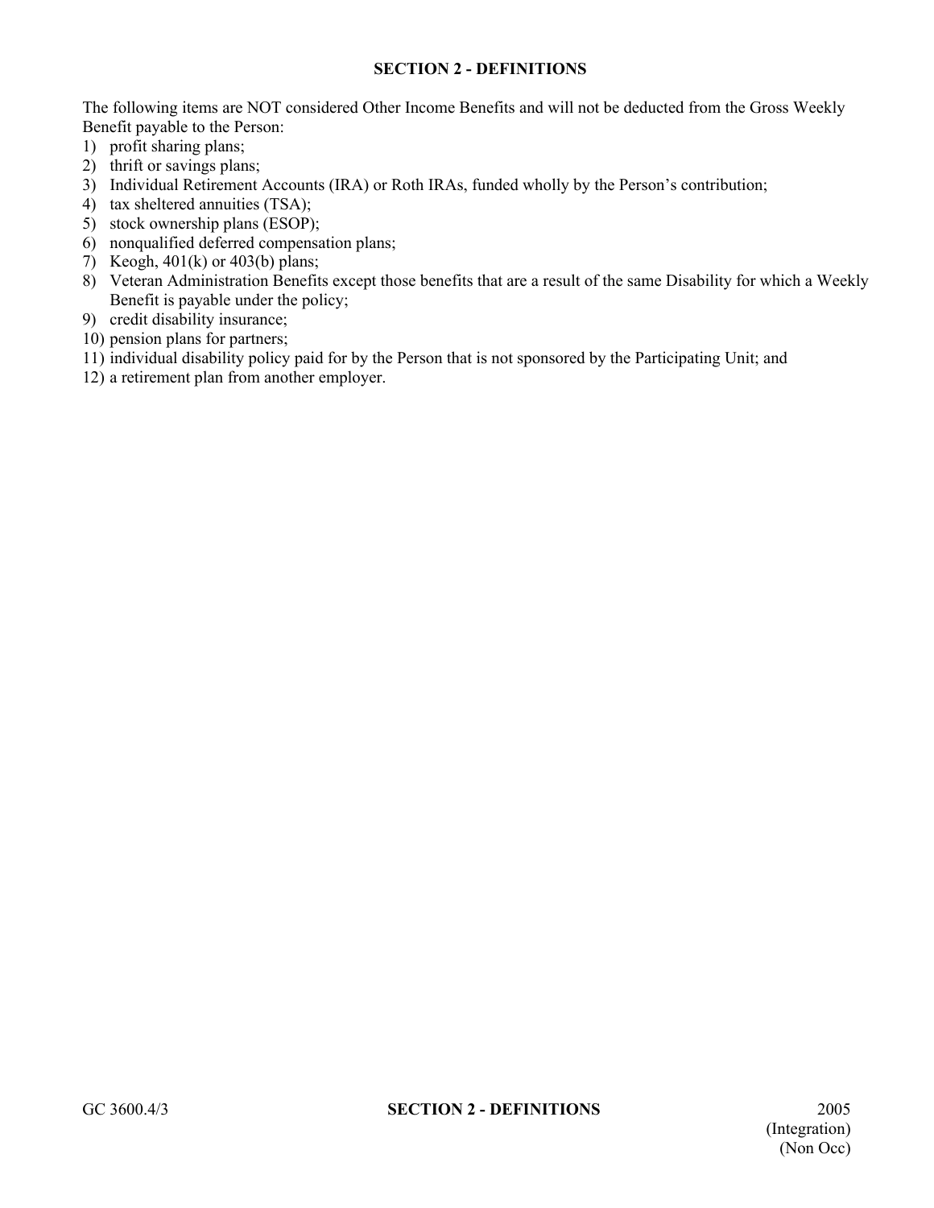## SECTION 2 - DEFINITIONS

The following items are NOT considered Other Income Benefits and will not be deducted from the Gross Weekly Benefit payable to the Person:

1) profit sharing plans;
2) thrift or savings plans;
3) Individual Retirement Accounts (IRA) or Roth IRAs, funded wholly by the Person's contribution;
4) tax sheltered annuities (TSA);
5) stock ownership plans (ESOP);
6) nonqualified deferred compensation plans;
7) Keogh, 401(k) or 403(b) plans;
8) Veteran Administration Benefits except those benefits that are a result of the same Disability for which a Weekly Benefit is payable under the policy;
9) credit disability insurance;
10) pension plans for partners;
11) individual disability policy paid for by the Person that is not sponsored by the Participating Unit; and
12) a retirement plan from another employer.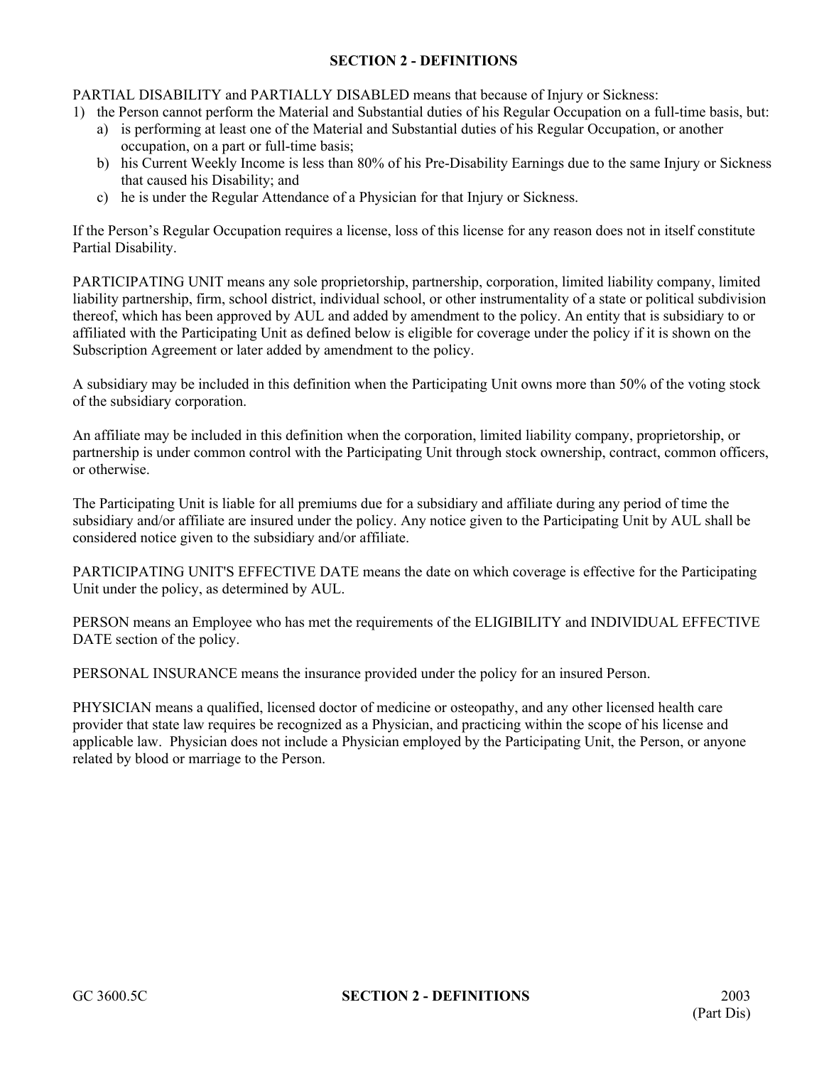## SECTION 2 - DEFINITIONS

PARTIAL DISABILITY and PARTIALLY DISABLED means that because of Injury or Sickness:

1) the Person cannot perform the Material and Substantial duties of his Regular Occupation on a full-time basis, but:
   a) is performing at least one of the Material and Substantial duties of his Regular Occupation, or another occupation, on a part or full-time basis;
   b) his Current Weekly Income is less than 80% of his Pre-Disability Earnings due to the same Injury or Sickness that caused his Disability; and
   c) he is under the Regular Attendance of a Physician for that Injury or Sickness.

If the Person's Regular Occupation requires a license, loss of this license for any reason does not in itself constitute Partial Disability.

PARTICIPATING UNIT means any sole proprietorship, partnership, corporation, limited liability company, limited liability partnership, firm, school district, individual school, or other instrumentality of a state or political subdivision thereof, which has been approved by AUL and added by amendment to the policy. An entity that is subsidiary to or affiliated with the Participating Unit as defined below is eligible for coverage under the policy if it is shown on the Subscription Agreement or later added by amendment to the policy.

A subsidiary may be included in this definition when the Participating Unit owns more than 50% of the voting stock of the subsidiary corporation.

An affiliate may be included in this definition when the corporation, limited liability company, proprietorship, or partnership is under common control with the Participating Unit through stock ownership, contract, common officers, or otherwise.

The Participating Unit is liable for all premiums due for a subsidiary and affiliate during any period of time the subsidiary and/or affiliate are insured under the policy. Any notice given to the Participating Unit by AUL shall be considered notice given to the subsidiary and/or affiliate.

PARTICIPATING UNIT'S EFFECTIVE DATE means the date on which coverage is effective for the Participating Unit under the policy, as determined by AUL.

PERSON means an Employee who has met the requirements of the ELIGIBILITY and INDIVIDUAL EFFECTIVE DATE section of the policy.

PERSONAL INSURANCE means the insurance provided under the policy for an insured Person.

PHYSICIAN means a qualified, licensed doctor of medicine or osteopathy, and any other licensed health care provider that state law requires be recognized as a Physician, and practicing within the scope of his license and applicable law. Physician does not include a Physician employed by the Participating Unit, the Person, or anyone related by blood or marriage to the Person.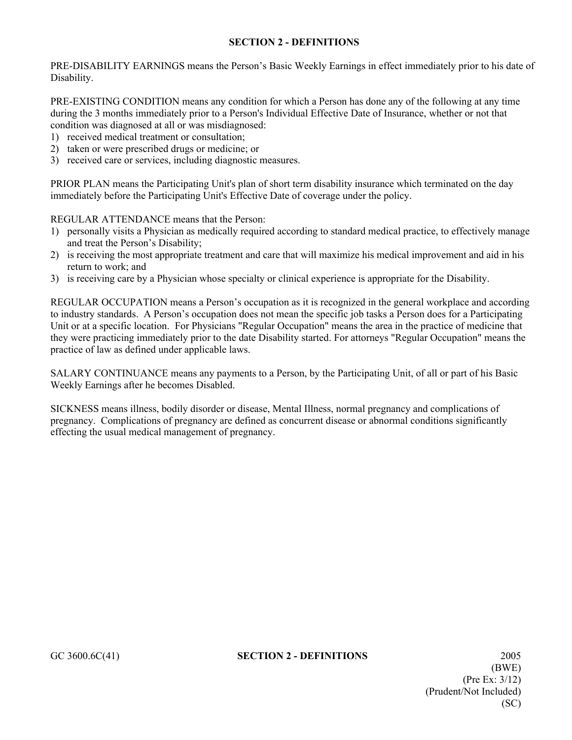## SECTION 2 - DEFINITIONS

PRE-DISABILITY EARNINGS means the Person's Basic Weekly Earnings in effect immediately prior to his date of Disability.

PRE-EXISTING CONDITION means any condition for which a Person has done any of the following at any time during the 3 months immediately prior to a Person's Individual Effective Date of Insurance, whether or not that condition was diagnosed at all or was misdiagnosed:

1) received medical treatment or consultation;
2) taken or were prescribed drugs or medicine; or
3) received care or services, including diagnostic measures.

PRIOR PLAN means the Participating Unit's plan of short term disability insurance which terminated on the day immediately before the Participating Unit's Effective Date of coverage under the policy.

REGULAR ATTENDANCE means that the Person:

1) personally visits a Physician as medically required according to standard medical practice, to effectively manage and treat the Person's Disability;
2) is receiving the most appropriate treatment and care that will maximize his medical improvement and aid in his return to work; and
3) is receiving care by a Physician whose specialty or clinical experience is appropriate for the Disability.

REGULAR OCCUPATION means a Person's occupation as it is recognized in the general workplace and according to industry standards. A Person's occupation does not mean the specific job tasks a Person does for a Participating Unit or at a specific location. For Physicians "Regular Occupation" means the area in the practice of medicine that they were practicing immediately prior to the date Disability started. For attorneys "Regular Occupation" means the practice of law as defined under applicable laws.

SALARY CONTINUANCE means any payments to a Person, by the Participating Unit, of all or part of his Basic Weekly Earnings after he becomes Disabled.

SICKNESS means illness, bodily disorder or disease, Mental Illness, normal pregnancy and complications of pregnancy. Complications of pregnancy are defined as concurrent disease or abnormal conditions significantly effecting the usual medical management of pregnancy.

GC 3600.6C(41) 2005 (BWE) (Pre Ex: 3/12) (Prudent/Not Included) (SC)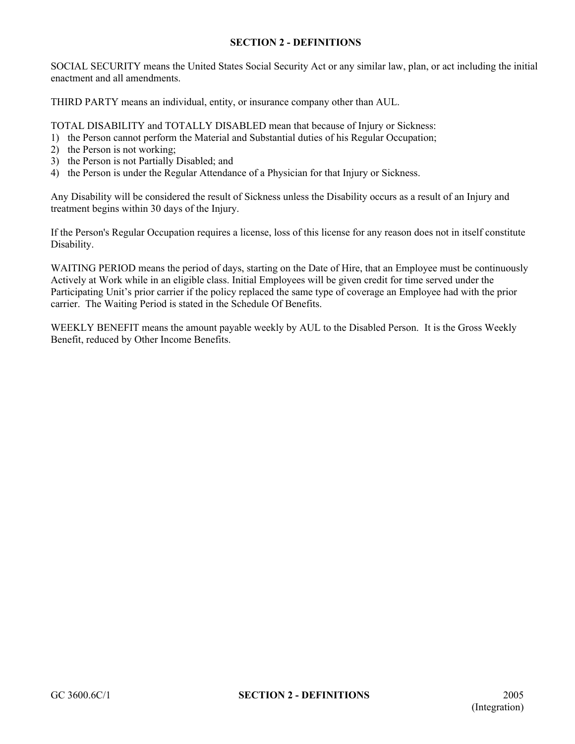## SECTION 2 - DEFINITIONS

SOCIAL SECURITY means the United States Social Security Act or any similar law, plan, or act including the initial enactment and all amendments.

THIRD PARTY means an individual, entity, or insurance company other than AUL.

TOTAL DISABILITY and TOTALLY DISABLED mean that because of Injury or Sickness:

1) the Person cannot perform the Material and Substantial duties of his Regular Occupation;
2) the Person is not working;
3) the Person is not Partially Disabled; and
4) the Person is under the Regular Attendance of a Physician for that Injury or Sickness.

Any Disability will be considered the result of Sickness unless the Disability occurs as a result of an Injury and treatment begins within 30 days of the Injury.

If the Person's Regular Occupation requires a license, loss of this license for any reason does not in itself constitute Disability.

WAITING PERIOD means the period of days, starting on the Date of Hire, that an Employee must be continuously Actively at Work while in an eligible class. Initial Employees will be given credit for time served under the Participating Unit's prior carrier if the policy replaced the same type of coverage an Employee had with the prior carrier. The Waiting Period is stated in the Schedule Of Benefits.

WEEKLY BENEFIT means the amount payable weekly by AUL to the Disabled Person. It is the Gross Weekly Benefit, reduced by Other Income Benefits.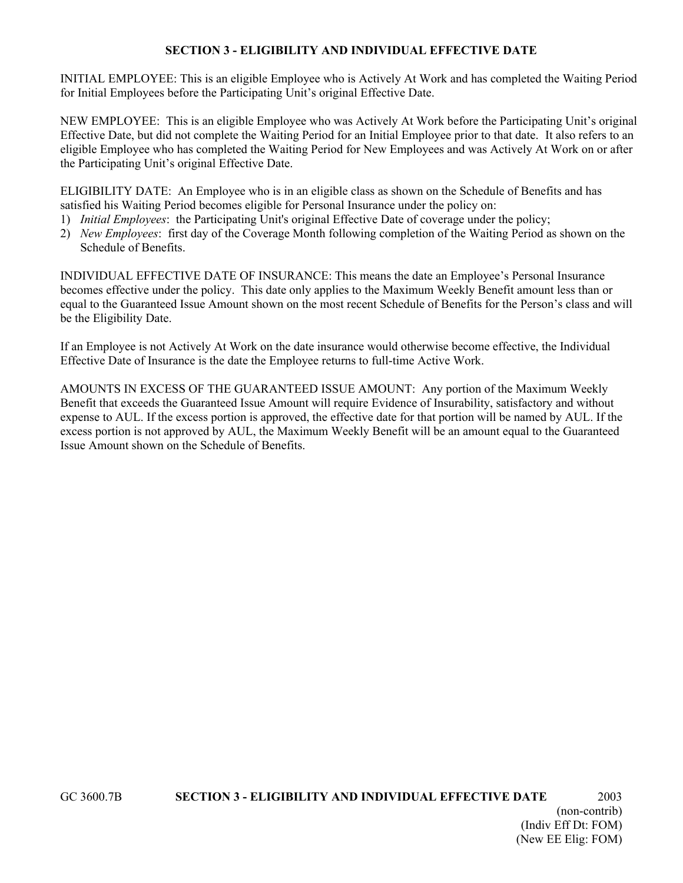## SECTION 3 - ELIGIBILITY AND INDIVIDUAL EFFECTIVE DATE

INITIAL EMPLOYEE: This is an eligible Employee who is Actively At Work and has completed the Waiting Period for Initial Employees before the Participating Unit's original Effective Date.

NEW EMPLOYEE: This is an eligible Employee who was Actively At Work before the Participating Unit's original Effective Date, but did not complete the Waiting Period for an Initial Employee prior to that date. It also refers to an eligible Employee who has completed the Waiting Period for New Employees and was Actively At Work on or after the Participating Unit's original Effective Date.

ELIGIBILITY DATE: An Employee who is in an eligible class as shown on the Schedule of Benefits and has satisfied his Waiting Period becomes eligible for Personal Insurance under the policy on:

1) *Initial Employees*: the Participating Unit's original Effective Date of coverage under the policy;
2) *New Employees*: first day of the Coverage Month following completion of the Waiting Period as shown on the Schedule of Benefits.

INDIVIDUAL EFFECTIVE DATE OF INSURANCE: This means the date an Employee's Personal Insurance becomes effective under the policy. This date only applies to the Maximum Weekly Benefit amount less than or equal to the Guaranteed Issue Amount shown on the most recent Schedule of Benefits for the Person's class and will be the Eligibility Date.

If an Employee is not Actively At Work on the date insurance would otherwise become effective, the Individual Effective Date of Insurance is the date the Employee returns to full-time Active Work.

AMOUNTS IN EXCESS OF THE GUARANTEED ISSUE AMOUNT: Any portion of the Maximum Weekly Benefit that exceeds the Guaranteed Issue Amount will require Evidence of Insurability, satisfactory and without expense to AUL. If the excess portion is approved, the effective date for that portion will be named by AUL. If the excess portion is not approved by AUL, the Maximum Weekly Benefit will be an amount equal to the Guaranteed Issue Amount shown on the Schedule of Benefits.

GC 3600.7B **SECTION 3 - ELIGIBILITY AND INDIVIDUAL EFFECTIVE DATE** 2003
(non-contrib)
(Indiv Eff Dt: FOM)
(New EE Elig: FOM)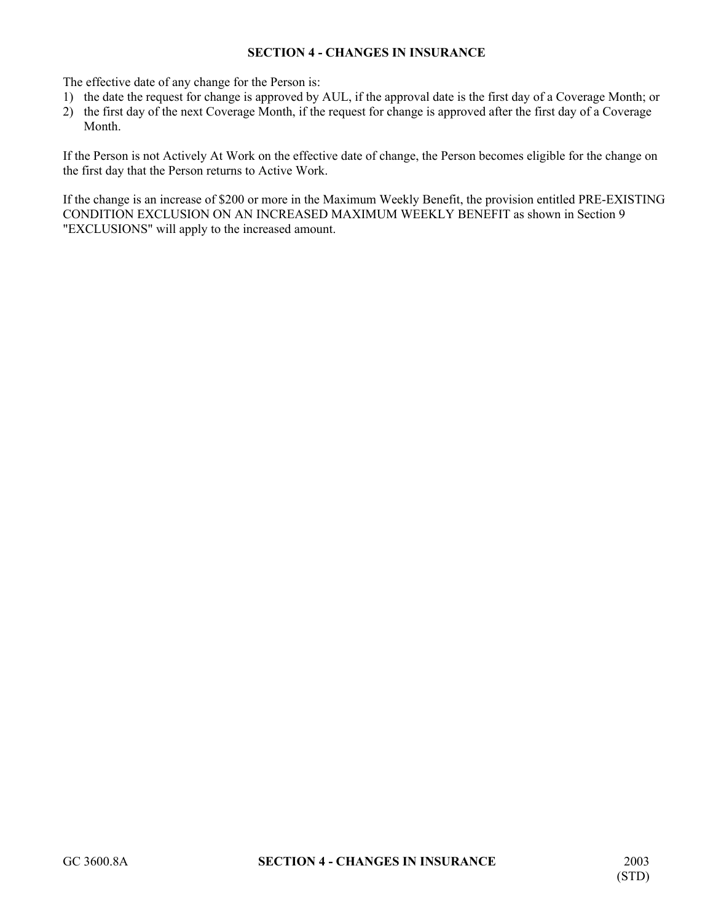## SECTION 4 - CHANGES IN INSURANCE

The effective date of any change for the Person is:

1) the date the request for change is approved by AUL, if the approval date is the first day of a Coverage Month; or
2) the first day of the next Coverage Month, if the request for change is approved after the first day of a Coverage Month.

If the Person is not Actively At Work on the effective date of change, the Person becomes eligible for the change on the first day that the Person returns to Active Work.

If the change is an increase of $200 or more in the Maximum Weekly Benefit, the provision entitled PRE-EXISTING CONDITION EXCLUSION ON AN INCREASED MAXIMUM WEEKLY BENEFIT as shown in Section 9 "EXCLUSIONS" will apply to the increased amount.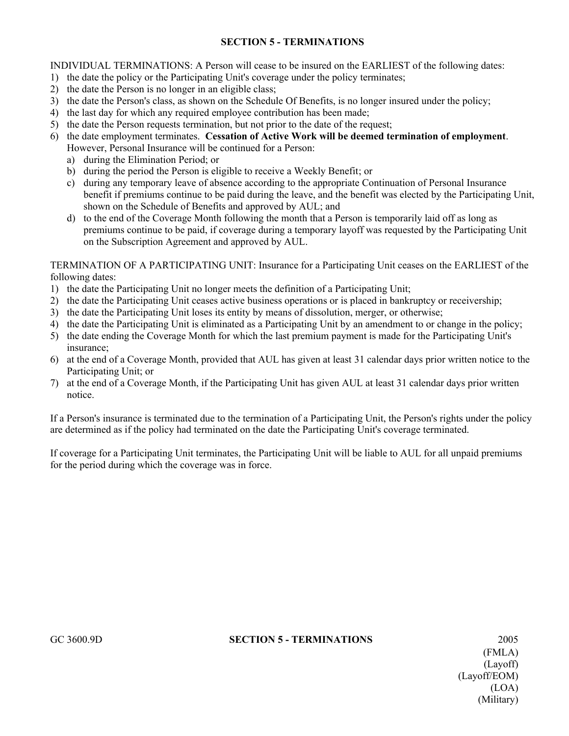## SECTION 5 - TERMINATIONS

INDIVIDUAL TERMINATIONS: A Person will cease to be insured on the EARLIEST of the following dates:

1) the date the policy or the Participating Unit's coverage under the policy terminates;
2) the date the Person is no longer in an eligible class;
3) the date the Person's class, as shown on the Schedule Of Benefits, is no longer insured under the policy;
4) the last day for which any required employee contribution has been made;
5) the date the Person requests termination, but not prior to the date of the request;
6) the date employment terminates. **Cessation of Active Work will be deemed termination of employment**. However, Personal Insurance will be continued for a Person:
   a) during the Elimination Period; or
   b) during the period the Person is eligible to receive a Weekly Benefit; or
   c) during any temporary leave of absence according to the appropriate Continuation of Personal Insurance benefit if premiums continue to be paid during the leave, and the benefit was elected by the Participating Unit, shown on the Schedule of Benefits and approved by AUL; and
   d) to the end of the Coverage Month following the month that a Person is temporarily laid off as long as premiums continue to be paid, if coverage during a temporary layoff was requested by the Participating Unit on the Subscription Agreement and approved by AUL.

TERMINATION OF A PARTICIPATING UNIT: Insurance for a Participating Unit ceases on the EARLIEST of the following dates:

1) the date the Participating Unit no longer meets the definition of a Participating Unit;
2) the date the Participating Unit ceases active business operations or is placed in bankruptcy or receivership;
3) the date the Participating Unit loses its entity by means of dissolution, merger, or otherwise;
4) the date the Participating Unit is eliminated as a Participating Unit by an amendment to or change in the policy;
5) the date ending the Coverage Month for which the last premium payment is made for the Participating Unit's insurance;
6) at the end of a Coverage Month, provided that AUL has given at least 31 calendar days prior written notice to the Participating Unit; or
7) at the end of a Coverage Month, if the Participating Unit has given AUL at least 31 calendar days prior written notice.

If a Person's insurance is terminated due to the termination of a Participating Unit, the Person's rights under the policy are determined as if the policy had terminated on the date the Participating Unit's coverage terminated.

If coverage for a Participating Unit terminates, the Participating Unit will be liable to AUL for all unpaid premiums for the period during which the coverage was in force.

GC 3600.9D

2005
(FMLA)
(Layoff)
(Layoff/EOM)
(LOA)
(Military)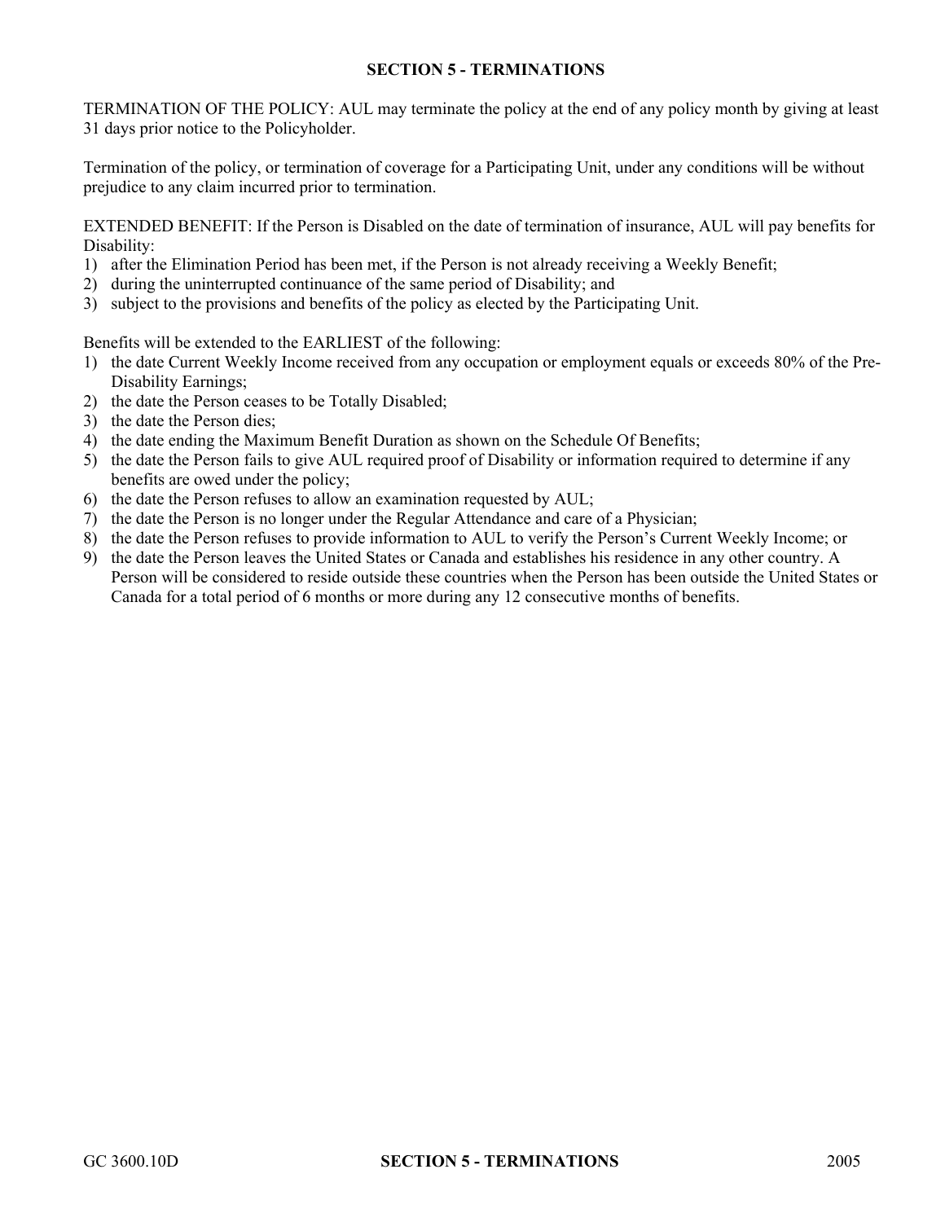## SECTION 5 - TERMINATIONS

TERMINATION OF THE POLICY: AUL may terminate the policy at the end of any policy month by giving at least 31 days prior notice to the Policyholder.

Termination of the policy, or termination of coverage for a Participating Unit, under any conditions will be without prejudice to any claim incurred prior to termination.

EXTENDED BENEFIT: If the Person is Disabled on the date of termination of insurance, AUL will pay benefits for Disability:

1) after the Elimination Period has been met, if the Person is not already receiving a Weekly Benefit;
2) during the uninterrupted continuance of the same period of Disability; and
3) subject to the provisions and benefits of the policy as elected by the Participating Unit.

Benefits will be extended to the EARLIEST of the following:

1) the date Current Weekly Income received from any occupation or employment equals or exceeds 80% of the Pre-Disability Earnings;
2) the date the Person ceases to be Totally Disabled;
3) the date the Person dies;
4) the date ending the Maximum Benefit Duration as shown on the Schedule Of Benefits;
5) the date the Person fails to give AUL required proof of Disability or information required to determine if any benefits are owed under the policy;
6) the date the Person refuses to allow an examination requested by AUL;
7) the date the Person is no longer under the Regular Attendance and care of a Physician;
8) the date the Person refuses to provide information to AUL to verify the Person's Current Weekly Income; or
9) the date the Person leaves the United States or Canada and establishes his residence in any other country. A Person will be considered to reside outside these countries when the Person has been outside the United States or Canada for a total period of 6 months or more during any 12 consecutive months of benefits.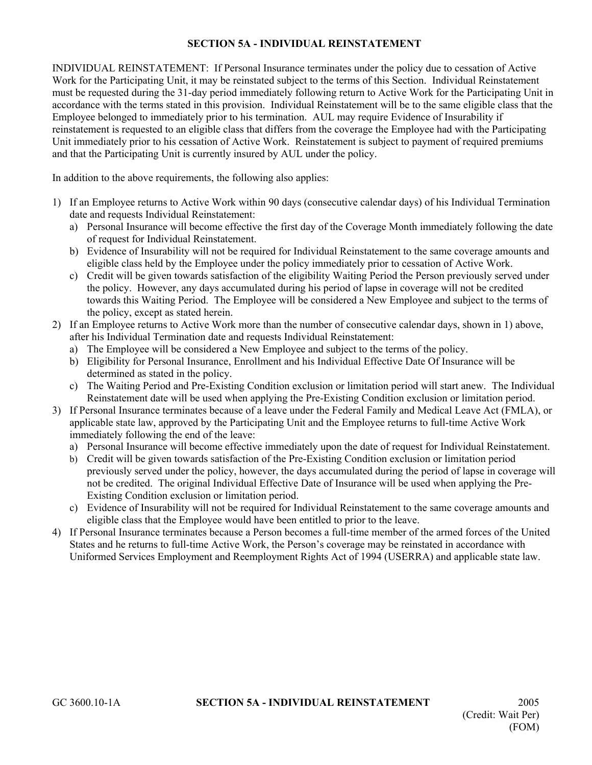## SECTION 5A - INDIVIDUAL REINSTATEMENT

INDIVIDUAL REINSTATEMENT: If Personal Insurance terminates under the policy due to cessation of Active Work for the Participating Unit, it may be reinstated subject to the terms of this Section. Individual Reinstatement must be requested during the 31-day period immediately following return to Active Work for the Participating Unit in accordance with the terms stated in this provision. Individual Reinstatement will be to the same eligible class that the Employee belonged to immediately prior to his termination. AUL may require Evidence of Insurability if reinstatement is requested to an eligible class that differs from the coverage the Employee had with the Participating Unit immediately prior to his cessation of Active Work. Reinstatement is subject to payment of required premiums and that the Participating Unit is currently insured by AUL under the policy.

In addition to the above requirements, the following also applies:

1) If an Employee returns to Active Work within 90 days (consecutive calendar days) of his Individual Termination date and requests Individual Reinstatement:
   a) Personal Insurance will become effective the first day of the Coverage Month immediately following the date of request for Individual Reinstatement.
   b) Evidence of Insurability will not be required for Individual Reinstatement to the same coverage amounts and eligible class held by the Employee under the policy immediately prior to cessation of Active Work.
   c) Credit will be given towards satisfaction of the eligibility Waiting Period the Person previously served under the policy. However, any days accumulated during his period of lapse in coverage will not be credited towards this Waiting Period. The Employee will be considered a New Employee and subject to the terms of the policy, except as stated herein.
2) If an Employee returns to Active Work more than the number of consecutive calendar days, shown in 1) above, after his Individual Termination date and requests Individual Reinstatement:
   a) The Employee will be considered a New Employee and subject to the terms of the policy.
   b) Eligibility for Personal Insurance, Enrollment and his Individual Effective Date Of Insurance will be determined as stated in the policy.
   c) The Waiting Period and Pre-Existing Condition exclusion or limitation period will start anew. The Individual Reinstatement date will be used when applying the Pre-Existing Condition exclusion or limitation period.
3) If Personal Insurance terminates because of a leave under the Federal Family and Medical Leave Act (FMLA), or applicable state law, approved by the Participating Unit and the Employee returns to full-time Active Work immediately following the end of the leave:
   a) Personal Insurance will become effective immediately upon the date of request for Individual Reinstatement.
   b) Credit will be given towards satisfaction of the Pre-Existing Condition exclusion or limitation period previously served under the policy, however, the days accumulated during the period of lapse in coverage will not be credited. The original Individual Effective Date of Insurance will be used when applying the Pre-Existing Condition exclusion or limitation period.
   c) Evidence of Insurability will not be required for Individual Reinstatement to the same coverage amounts and eligible class that the Employee would have been entitled to prior to the leave.
4) If Personal Insurance terminates because a Person becomes a full-time member of the armed forces of the United States and he returns to full-time Active Work, the Person's coverage may be reinstated in accordance with Uniformed Services Employment and Reemployment Rights Act of 1994 (USERRA) and applicable state law.

GC 3600.10-1A SECTION 5A - INDIVIDUAL REINSTATEMENT 2005 (Credit: Wait Per) (FOM)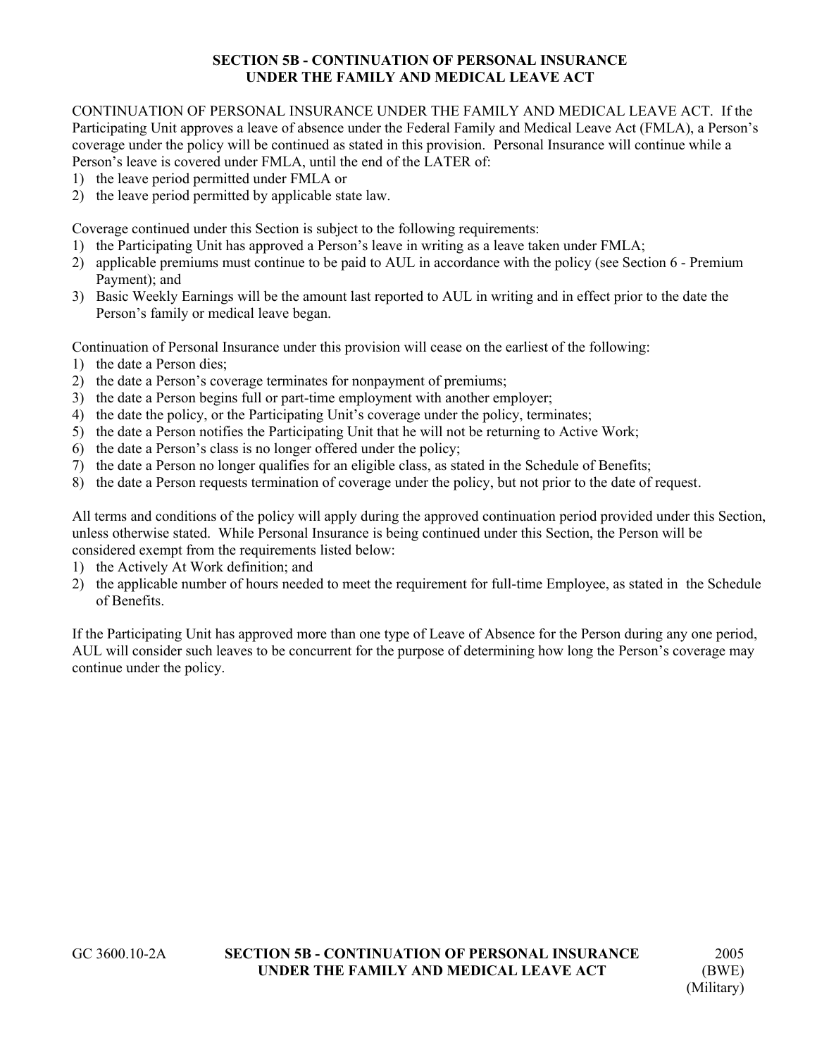## SECTION 5B - CONTINUATION OF PERSONAL INSURANCE UNDER THE FAMILY AND MEDICAL LEAVE ACT

CONTINUATION OF PERSONAL INSURANCE UNDER THE FAMILY AND MEDICAL LEAVE ACT. If the Participating Unit approves a leave of absence under the Federal Family and Medical Leave Act (FMLA), a Person's coverage under the policy will be continued as stated in this provision. Personal Insurance will continue while a Person's leave is covered under FMLA, until the end of the LATER of:

1) the leave period permitted under FMLA or
2) the leave period permitted by applicable state law.

Coverage continued under this Section is subject to the following requirements:

1) the Participating Unit has approved a Person's leave in writing as a leave taken under FMLA;
2) applicable premiums must continue to be paid to AUL in accordance with the policy (see Section 6 - Premium Payment); and
3) Basic Weekly Earnings will be the amount last reported to AUL in writing and in effect prior to the date the Person's family or medical leave began.

Continuation of Personal Insurance under this provision will cease on the earliest of the following:

1) the date a Person dies;
2) the date a Person's coverage terminates for nonpayment of premiums;
3) the date a Person begins full or part-time employment with another employer;
4) the date the policy, or the Participating Unit's coverage under the policy, terminates;
5) the date a Person notifies the Participating Unit that he will not be returning to Active Work;
6) the date a Person's class is no longer offered under the policy;
7) the date a Person no longer qualifies for an eligible class, as stated in the Schedule of Benefits;
8) the date a Person requests termination of coverage under the policy, but not prior to the date of request.

All terms and conditions of the policy will apply during the approved continuation period provided under this Section, unless otherwise stated. While Personal Insurance is being continued under this Section, the Person will be considered exempt from the requirements listed below:

1) the Actively At Work definition; and
2) the applicable number of hours needed to meet the requirement for full-time Employee, as stated in the Schedule of Benefits.

If the Participating Unit has approved more than one type of Leave of Absence for the Person during any one period, AUL will consider such leaves to be concurrent for the purpose of determining how long the Person's coverage may continue under the policy.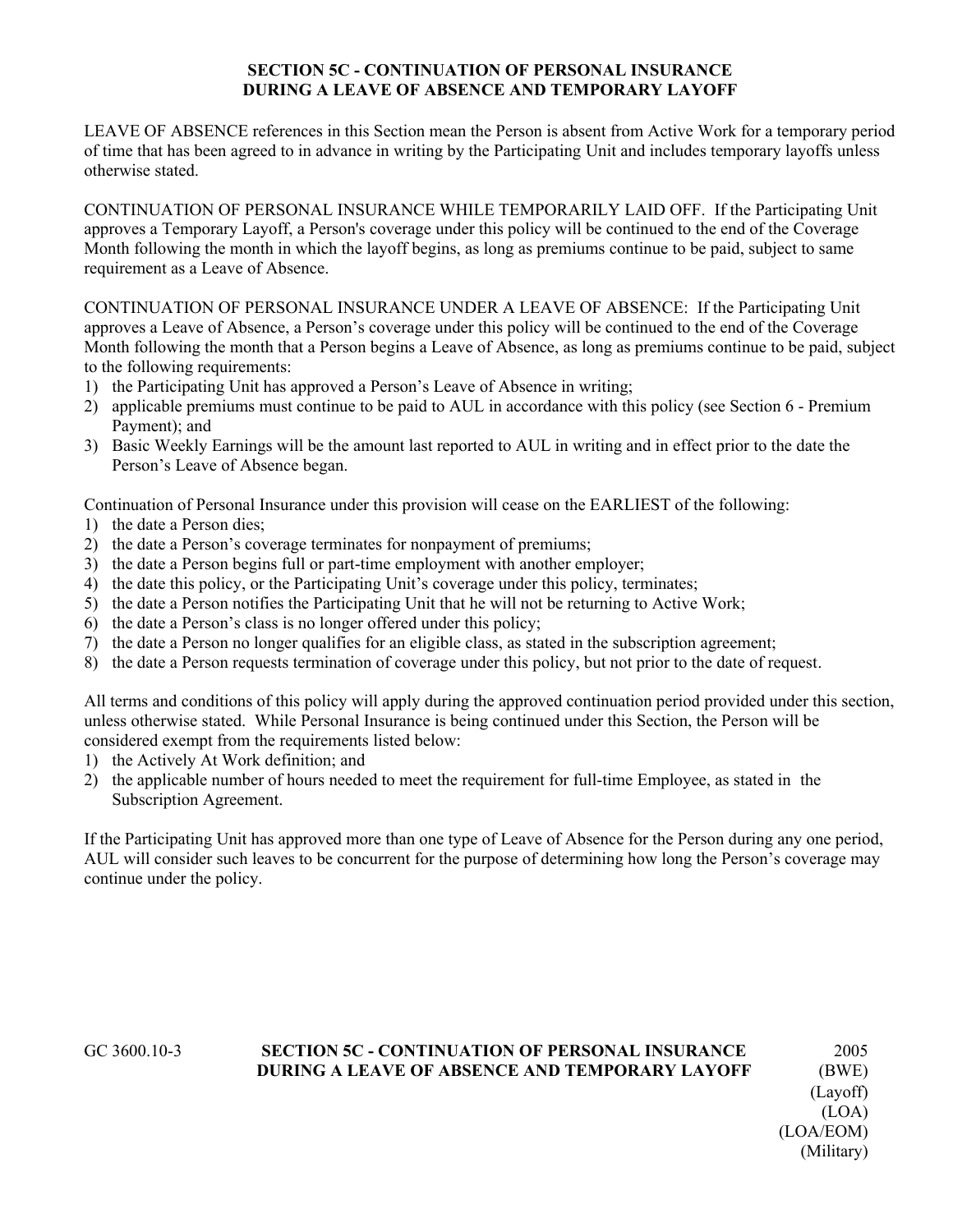## SECTION 5C - CONTINUATION OF PERSONAL INSURANCE DURING A LEAVE OF ABSENCE AND TEMPORARY LAYOFF

LEAVE OF ABSENCE references in this Section mean the Person is absent from Active Work for a temporary period of time that has been agreed to in advance in writing by the Participating Unit and includes temporary layoffs unless otherwise stated.

CONTINUATION OF PERSONAL INSURANCE WHILE TEMPORARILY LAID OFF. If the Participating Unit approves a Temporary Layoff, a Person's coverage under this policy will be continued to the end of the Coverage Month following the month in which the layoff begins, as long as premiums continue to be paid, subject to same requirement as a Leave of Absence.

CONTINUATION OF PERSONAL INSURANCE UNDER A LEAVE OF ABSENCE: If the Participating Unit approves a Leave of Absence, a Person's coverage under this policy will be continued to the end of the Coverage Month following the month that a Person begins a Leave of Absence, as long as premiums continue to be paid, subject to the following requirements:

1) the Participating Unit has approved a Person's Leave of Absence in writing;
2) applicable premiums must continue to be paid to AUL in accordance with this policy (see Section 6 - Premium Payment); and
3) Basic Weekly Earnings will be the amount last reported to AUL in writing and in effect prior to the date the Person's Leave of Absence began.

Continuation of Personal Insurance under this provision will cease on the EARLIEST of the following:

1) the date a Person dies;
2) the date a Person's coverage terminates for nonpayment of premiums;
3) the date a Person begins full or part-time employment with another employer;
4) the date this policy, or the Participating Unit's coverage under this policy, terminates;
5) the date a Person notifies the Participating Unit that he will not be returning to Active Work;
6) the date a Person's class is no longer offered under this policy;
7) the date a Person no longer qualifies for an eligible class, as stated in the subscription agreement;
8) the date a Person requests termination of coverage under this policy, but not prior to the date of request.

All terms and conditions of this policy will apply during the approved continuation period provided under this section, unless otherwise stated. While Personal Insurance is being continued under this Section, the Person will be considered exempt from the requirements listed below:

1) the Actively At Work definition; and
2) the applicable number of hours needed to meet the requirement for full-time Employee, as stated in the Subscription Agreement.

If the Participating Unit has approved more than one type of Leave of Absence for the Person during any one period, AUL will consider such leaves to be concurrent for the purpose of determining how long the Person's coverage may continue under the policy.

GC 3600.10-3 2005 (BWE) (Layoff) (LOA) (LOA/EOM) (Military)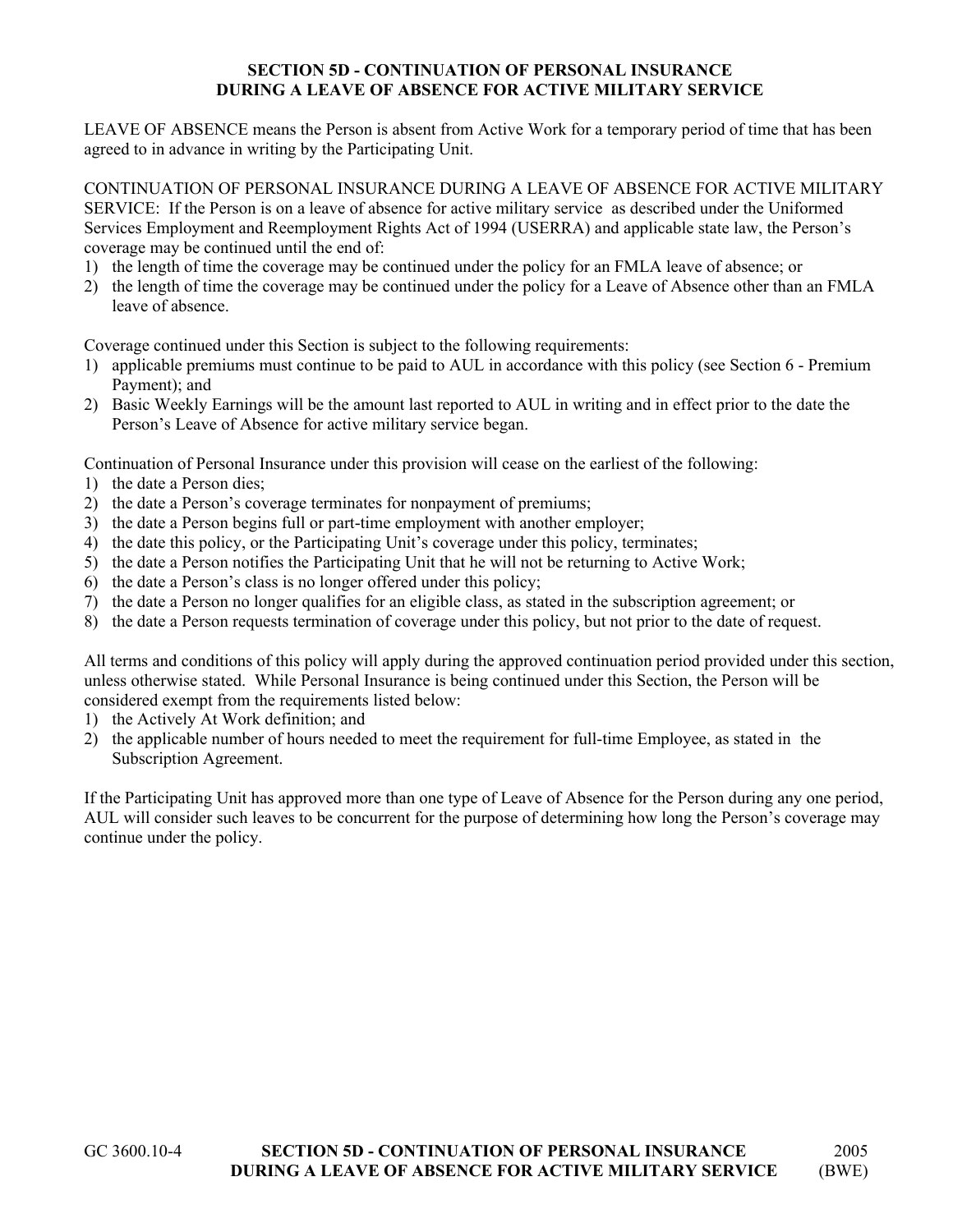# SECTION 5D - CONTINUATION OF PERSONAL INSURANCE DURING A LEAVE OF ABSENCE FOR ACTIVE MILITARY SERVICE

LEAVE OF ABSENCE means the Person is absent from Active Work for a temporary period of time that has been agreed to in advance in writing by the Participating Unit.

CONTINUATION OF PERSONAL INSURANCE DURING A LEAVE OF ABSENCE FOR ACTIVE MILITARY SERVICE: If the Person is on a leave of absence for active military service as described under the Uniformed Services Employment and Reemployment Rights Act of 1994 (USERRA) and applicable state law, the Person's coverage may be continued until the end of:

1) the length of time the coverage may be continued under the policy for an FMLA leave of absence; or
2) the length of time the coverage may be continued under the policy for a Leave of Absence other than an FMLA leave of absence.

Coverage continued under this Section is subject to the following requirements:

1) applicable premiums must continue to be paid to AUL in accordance with this policy (see Section 6 - Premium Payment); and
2) Basic Weekly Earnings will be the amount last reported to AUL in writing and in effect prior to the date the Person's Leave of Absence for active military service began.

Continuation of Personal Insurance under this provision will cease on the earliest of the following:

1) the date a Person dies;
2) the date a Person's coverage terminates for nonpayment of premiums;
3) the date a Person begins full or part-time employment with another employer;
4) the date this policy, or the Participating Unit's coverage under this policy, terminates;
5) the date a Person notifies the Participating Unit that he will not be returning to Active Work;
6) the date a Person's class is no longer offered under this policy;
7) the date a Person no longer qualifies for an eligible class, as stated in the subscription agreement; or
8) the date a Person requests termination of coverage under this policy, but not prior to the date of request.

All terms and conditions of this policy will apply during the approved continuation period provided under this section, unless otherwise stated. While Personal Insurance is being continued under this Section, the Person will be considered exempt from the requirements listed below:

1) the Actively At Work definition; and
2) the applicable number of hours needed to meet the requirement for full-time Employee, as stated in the Subscription Agreement.

If the Participating Unit has approved more than one type of Leave of Absence for the Person during any one period, AUL will consider such leaves to be concurrent for the purpose of determining how long the Person's coverage may continue under the policy.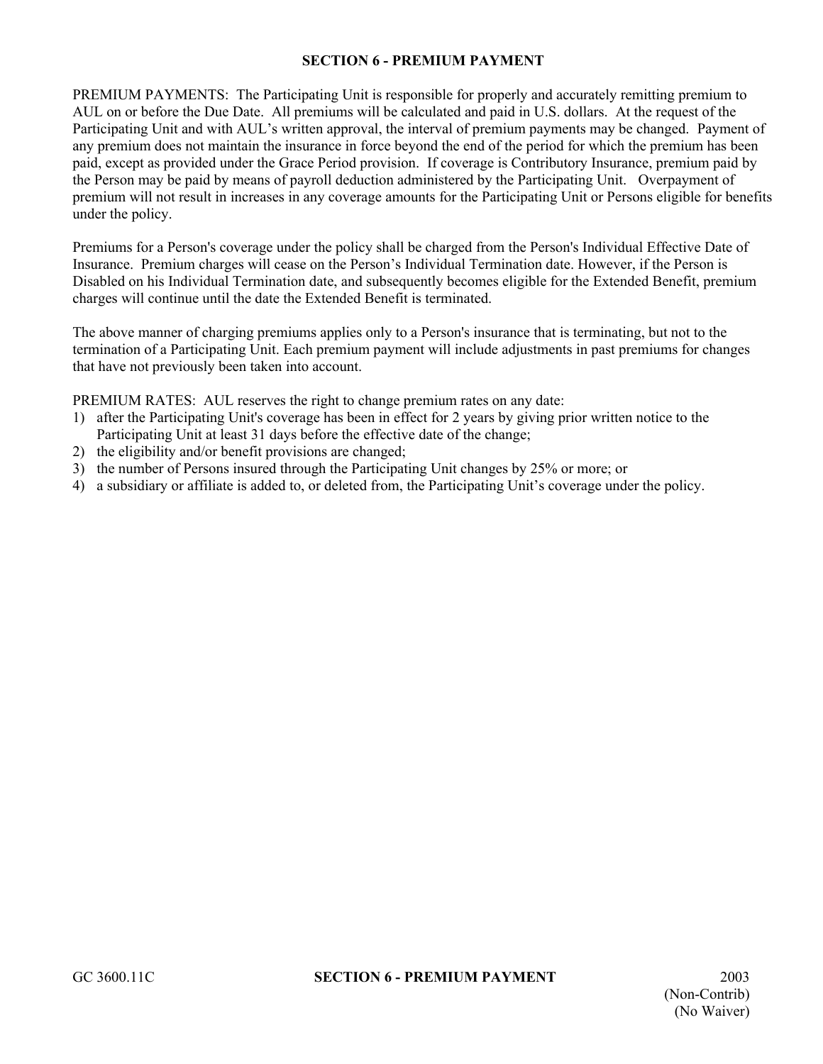## SECTION 6 - PREMIUM PAYMENT

PREMIUM PAYMENTS: The Participating Unit is responsible for properly and accurately remitting premium to AUL on or before the Due Date. All premiums will be calculated and paid in U.S. dollars. At the request of the Participating Unit and with AUL's written approval, the interval of premium payments may be changed. Payment of any premium does not maintain the insurance in force beyond the end of the period for which the premium has been paid, except as provided under the Grace Period provision. If coverage is Contributory Insurance, premium paid by the Person may be paid by means of payroll deduction administered by the Participating Unit. Overpayment of premium will not result in increases in any coverage amounts for the Participating Unit or Persons eligible for benefits under the policy.

Premiums for a Person's coverage under the policy shall be charged from the Person's Individual Effective Date of Insurance. Premium charges will cease on the Person's Individual Termination date. However, if the Person is Disabled on his Individual Termination date, and subsequently becomes eligible for the Extended Benefit, premium charges will continue until the date the Extended Benefit is terminated.

The above manner of charging premiums applies only to a Person's insurance that is terminating, but not to the termination of a Participating Unit. Each premium payment will include adjustments in past premiums for changes that have not previously been taken into account.

PREMIUM RATES: AUL reserves the right to change premium rates on any date:

1) after the Participating Unit's coverage has been in effect for 2 years by giving prior written notice to the Participating Unit at least 31 days before the effective date of the change;
2) the eligibility and/or benefit provisions are changed;
3) the number of Persons insured through the Participating Unit changes by 25% or more; or
4) a subsidiary or affiliate is added to, or deleted from, the Participating Unit's coverage under the policy.

GC 3600.11C SECTION 6 - PREMIUM PAYMENT 2003 (Non-Contrib) (No Waiver)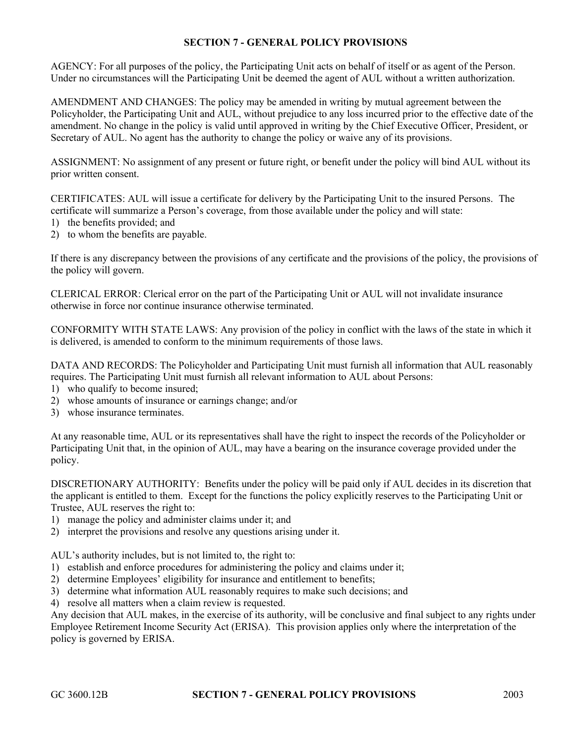# SECTION 7 - GENERAL POLICY PROVISIONS

AGENCY: For all purposes of the policy, the Participating Unit acts on behalf of itself or as agent of the Person. Under no circumstances will the Participating Unit be deemed the agent of AUL without a written authorization.

AMENDMENT AND CHANGES: The policy may be amended in writing by mutual agreement between the Policyholder, the Participating Unit and AUL, without prejudice to any loss incurred prior to the effective date of the amendment. No change in the policy is valid until approved in writing by the Chief Executive Officer, President, or Secretary of AUL. No agent has the authority to change the policy or waive any of its provisions.

ASSIGNMENT: No assignment of any present or future right, or benefit under the policy will bind AUL without its prior written consent.

CERTIFICATES: AUL will issue a certificate for delivery by the Participating Unit to the insured Persons. The certificate will summarize a Person's coverage, from those available under the policy and will state:

1) the benefits provided; and
2) to whom the benefits are payable.

If there is any discrepancy between the provisions of any certificate and the provisions of the policy, the provisions of the policy will govern.

CLERICAL ERROR: Clerical error on the part of the Participating Unit or AUL will not invalidate insurance otherwise in force nor continue insurance otherwise terminated.

CONFORMITY WITH STATE LAWS: Any provision of the policy in conflict with the laws of the state in which it is delivered, is amended to conform to the minimum requirements of those laws.

DATA AND RECORDS: The Policyholder and Participating Unit must furnish all information that AUL reasonably requires. The Participating Unit must furnish all relevant information to AUL about Persons:

1) who qualify to become insured;
2) whose amounts of insurance or earnings change; and/or
3) whose insurance terminates.

At any reasonable time, AUL or its representatives shall have the right to inspect the records of the Policyholder or Participating Unit that, in the opinion of AUL, may have a bearing on the insurance coverage provided under the policy.

DISCRETIONARY AUTHORITY: Benefits under the policy will be paid only if AUL decides in its discretion that the applicant is entitled to them. Except for the functions the policy explicitly reserves to the Participating Unit or Trustee, AUL reserves the right to:

1) manage the policy and administer claims under it; and
2) interpret the provisions and resolve any questions arising under it.

AUL's authority includes, but is not limited to, the right to:

1) establish and enforce procedures for administering the policy and claims under it;
2) determine Employees' eligibility for insurance and entitlement to benefits;
3) determine what information AUL reasonably requires to make such decisions; and
4) resolve all matters when a claim review is requested.

Any decision that AUL makes, in the exercise of its authority, will be conclusive and final subject to any rights under Employee Retirement Income Security Act (ERISA). This provision applies only where the interpretation of the policy is governed by ERISA.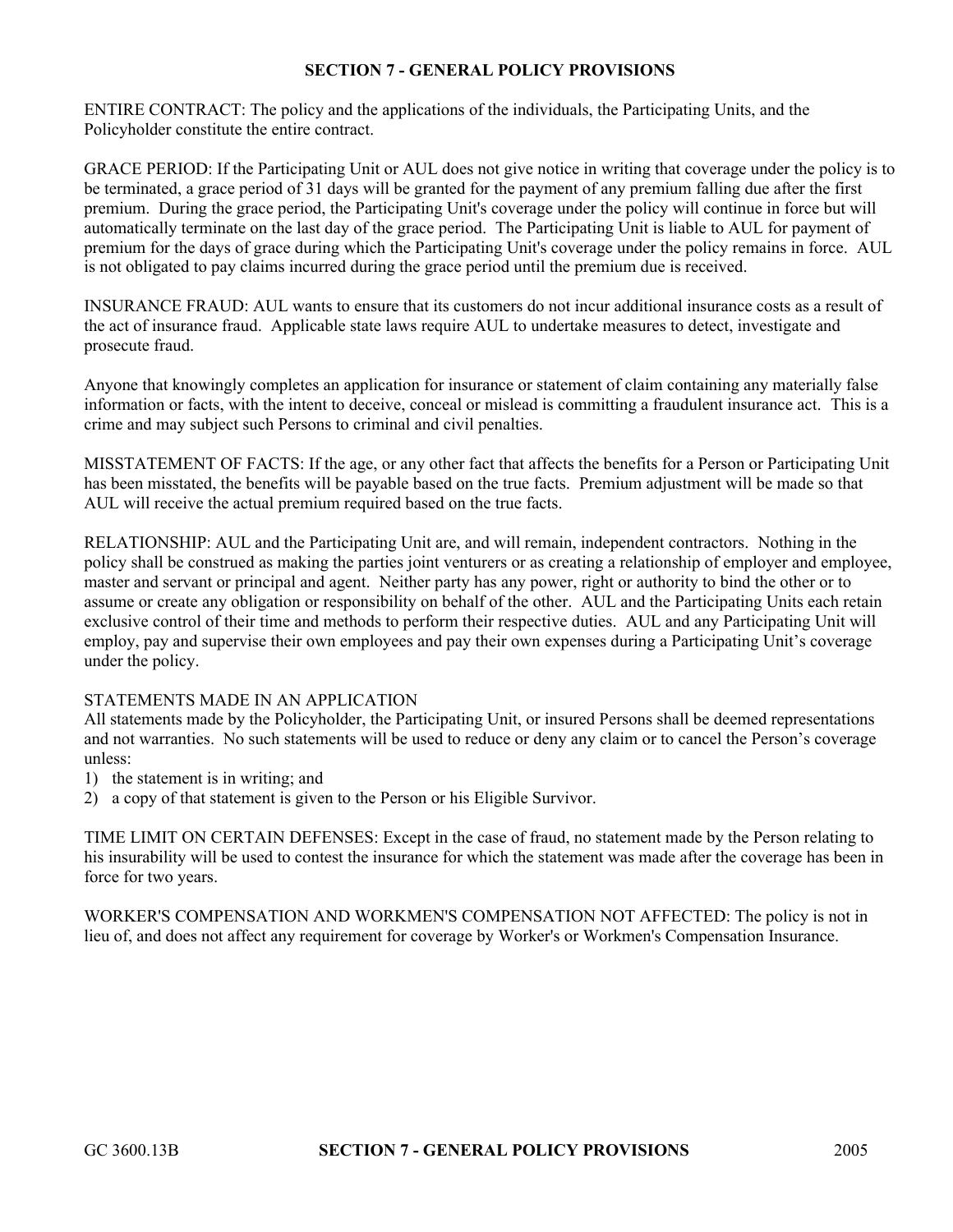## SECTION 7 - GENERAL POLICY PROVISIONS

ENTIRE CONTRACT: The policy and the applications of the individuals, the Participating Units, and the Policyholder constitute the entire contract.

GRACE PERIOD: If the Participating Unit or AUL does not give notice in writing that coverage under the policy is to be terminated, a grace period of 31 days will be granted for the payment of any premium falling due after the first premium. During the grace period, the Participating Unit's coverage under the policy will continue in force but will automatically terminate on the last day of the grace period. The Participating Unit is liable to AUL for payment of premium for the days of grace during which the Participating Unit's coverage under the policy remains in force. AUL is not obligated to pay claims incurred during the grace period until the premium due is received.

INSURANCE FRAUD: AUL wants to ensure that its customers do not incur additional insurance costs as a result of the act of insurance fraud. Applicable state laws require AUL to undertake measures to detect, investigate and prosecute fraud.

Anyone that knowingly completes an application for insurance or statement of claim containing any materially false information or facts, with the intent to deceive, conceal or mislead is committing a fraudulent insurance act. This is a crime and may subject such Persons to criminal and civil penalties.

MISSTATEMENT OF FACTS: If the age, or any other fact that affects the benefits for a Person or Participating Unit has been misstated, the benefits will be payable based on the true facts. Premium adjustment will be made so that AUL will receive the actual premium required based on the true facts.

RELATIONSHIP: AUL and the Participating Unit are, and will remain, independent contractors. Nothing in the policy shall be construed as making the parties joint venturers or as creating a relationship of employer and employee, master and servant or principal and agent. Neither party has any power, right or authority to bind the other or to assume or create any obligation or responsibility on behalf of the other. AUL and the Participating Units each retain exclusive control of their time and methods to perform their respective duties. AUL and any Participating Unit will employ, pay and supervise their own employees and pay their own expenses during a Participating Unit's coverage under the policy.

STATEMENTS MADE IN AN APPLICATION

All statements made by the Policyholder, the Participating Unit, or insured Persons shall be deemed representations and not warranties. No such statements will be used to reduce or deny any claim or to cancel the Person's coverage unless:

1) the statement is in writing; and
2) a copy of that statement is given to the Person or his Eligible Survivor.

TIME LIMIT ON CERTAIN DEFENSES: Except in the case of fraud, no statement made by the Person relating to his insurability will be used to contest the insurance for which the statement was made after the coverage has been in force for two years.

WORKER'S COMPENSATION AND WORKMEN'S COMPENSATION NOT AFFECTED: The policy is not in lieu of, and does not affect any requirement for coverage by Worker's or Workmen's Compensation Insurance.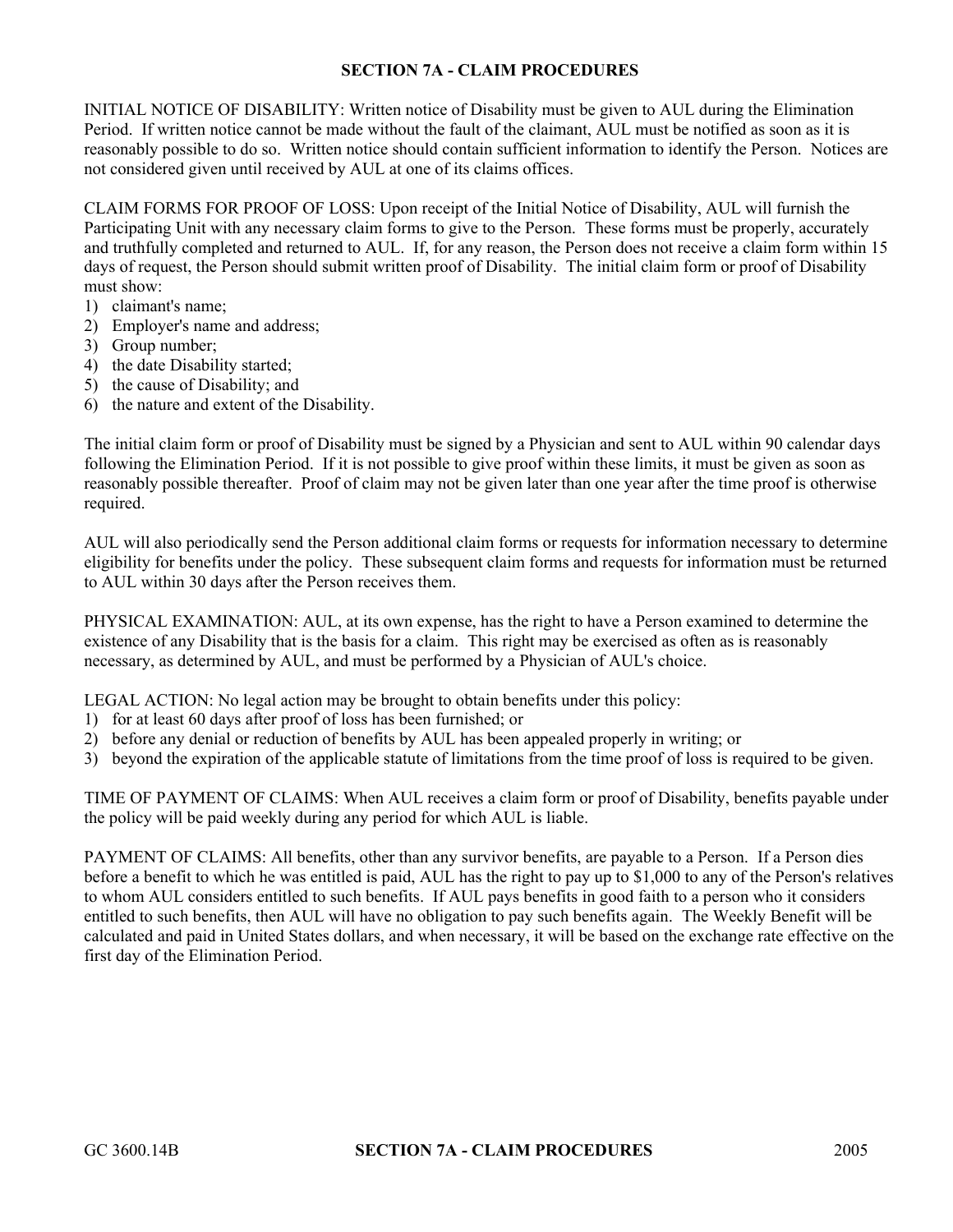## SECTION 7A - CLAIM PROCEDURES

INITIAL NOTICE OF DISABILITY: Written notice of Disability must be given to AUL during the Elimination Period. If written notice cannot be made without the fault of the claimant, AUL must be notified as soon as it is reasonably possible to do so. Written notice should contain sufficient information to identify the Person. Notices are not considered given until received by AUL at one of its claims offices.

CLAIM FORMS FOR PROOF OF LOSS: Upon receipt of the Initial Notice of Disability, AUL will furnish the Participating Unit with any necessary claim forms to give to the Person. These forms must be properly, accurately and truthfully completed and returned to AUL. If, for any reason, the Person does not receive a claim form within 15 days of request, the Person should submit written proof of Disability. The initial claim form or proof of Disability must show:

1) claimant's name;
2) Employer's name and address;
3) Group number;
4) the date Disability started;
5) the cause of Disability; and
6) the nature and extent of the Disability.

The initial claim form or proof of Disability must be signed by a Physician and sent to AUL within 90 calendar days following the Elimination Period. If it is not possible to give proof within these limits, it must be given as soon as reasonably possible thereafter. Proof of claim may not be given later than one year after the time proof is otherwise required.

AUL will also periodically send the Person additional claim forms or requests for information necessary to determine eligibility for benefits under the policy. These subsequent claim forms and requests for information must be returned to AUL within 30 days after the Person receives them.

PHYSICAL EXAMINATION: AUL, at its own expense, has the right to have a Person examined to determine the existence of any Disability that is the basis for a claim. This right may be exercised as often as is reasonably necessary, as determined by AUL, and must be performed by a Physician of AUL's choice.

LEGAL ACTION: No legal action may be brought to obtain benefits under this policy:

1) for at least 60 days after proof of loss has been furnished; or
2) before any denial or reduction of benefits by AUL has been appealed properly in writing; or
3) beyond the expiration of the applicable statute of limitations from the time proof of loss is required to be given.

TIME OF PAYMENT OF CLAIMS: When AUL receives a claim form or proof of Disability, benefits payable under the policy will be paid weekly during any period for which AUL is liable.

PAYMENT OF CLAIMS: All benefits, other than any survivor benefits, are payable to a Person. If a Person dies before a benefit to which he was entitled is paid, AUL has the right to pay up to $1,000 to any of the Person's relatives to whom AUL considers entitled to such benefits. If AUL pays benefits in good faith to a person who it considers entitled to such benefits, then AUL will have no obligation to pay such benefits again. The Weekly Benefit will be calculated and paid in United States dollars, and when necessary, it will be based on the exchange rate effective on the first day of the Elimination Period.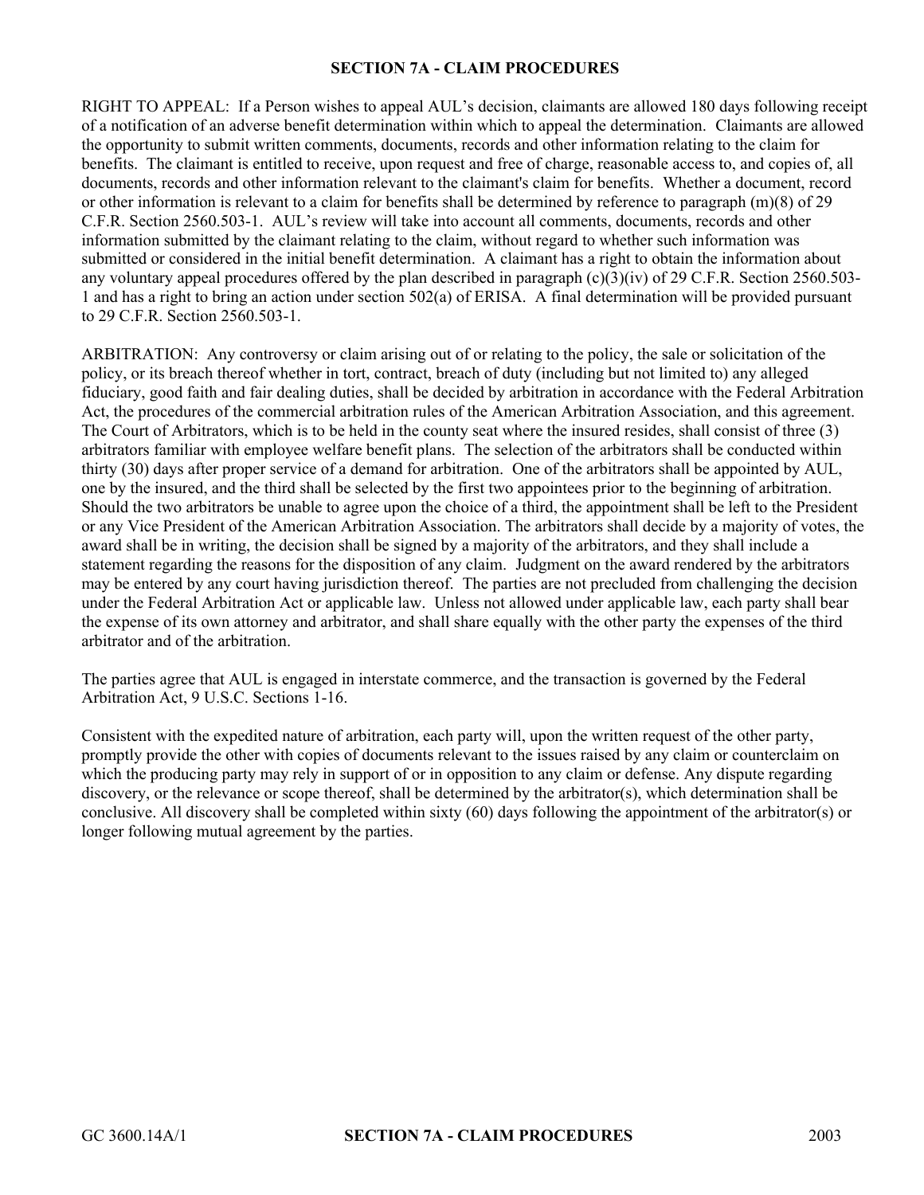## SECTION 7A - CLAIM PROCEDURES

RIGHT TO APPEAL: If a Person wishes to appeal AUL's decision, claimants are allowed 180 days following receipt of a notification of an adverse benefit determination within which to appeal the determination. Claimants are allowed the opportunity to submit written comments, documents, records and other information relating to the claim for benefits. The claimant is entitled to receive, upon request and free of charge, reasonable access to, and copies of, all documents, records and other information relevant to the claimant's claim for benefits. Whether a document, record or other information is relevant to a claim for benefits shall be determined by reference to paragraph (m)(8) of 29 C.F.R. Section 2560.503-1. AUL's review will take into account all comments, documents, records and other information submitted by the claimant relating to the claim, without regard to whether such information was submitted or considered in the initial benefit determination. A claimant has a right to obtain the information about any voluntary appeal procedures offered by the plan described in paragraph (c)(3)(iv) of 29 C.F.R. Section 2560.503-1 and has a right to bring an action under section 502(a) of ERISA. A final determination will be provided pursuant to 29 C.F.R. Section 2560.503-1.

ARBITRATION: Any controversy or claim arising out of or relating to the policy, the sale or solicitation of the policy, or its breach thereof whether in tort, contract, breach of duty (including but not limited to) any alleged fiduciary, good faith and fair dealing duties, shall be decided by arbitration in accordance with the Federal Arbitration Act, the procedures of the commercial arbitration rules of the American Arbitration Association, and this agreement. The Court of Arbitrators, which is to be held in the county seat where the insured resides, shall consist of three (3) arbitrators familiar with employee welfare benefit plans. The selection of the arbitrators shall be conducted within thirty (30) days after proper service of a demand for arbitration. One of the arbitrators shall be appointed by AUL, one by the insured, and the third shall be selected by the first two appointees prior to the beginning of arbitration. Should the two arbitrators be unable to agree upon the choice of a third, the appointment shall be left to the President or any Vice President of the American Arbitration Association. The arbitrators shall decide by a majority of votes, the award shall be in writing, the decision shall be signed by a majority of the arbitrators, and they shall include a statement regarding the reasons for the disposition of any claim. Judgment on the award rendered by the arbitrators may be entered by any court having jurisdiction thereof. The parties are not precluded from challenging the decision under the Federal Arbitration Act or applicable law. Unless not allowed under applicable law, each party shall bear the expense of its own attorney and arbitrator, and shall share equally with the other party the expenses of the third arbitrator and of the arbitration.

The parties agree that AUL is engaged in interstate commerce, and the transaction is governed by the Federal Arbitration Act, 9 U.S.C. Sections 1-16.

Consistent with the expedited nature of arbitration, each party will, upon the written request of the other party, promptly provide the other with copies of documents relevant to the issues raised by any claim or counterclaim on which the producing party may rely in support of or in opposition to any claim or defense. Any dispute regarding discovery, or the relevance or scope thereof, shall be determined by the arbitrator(s), which determination shall be conclusive. All discovery shall be completed within sixty (60) days following the appointment of the arbitrator(s) or longer following mutual agreement by the parties.

GC 3600.14A/1 **SECTION 7A - CLAIM PROCEDURES** 2003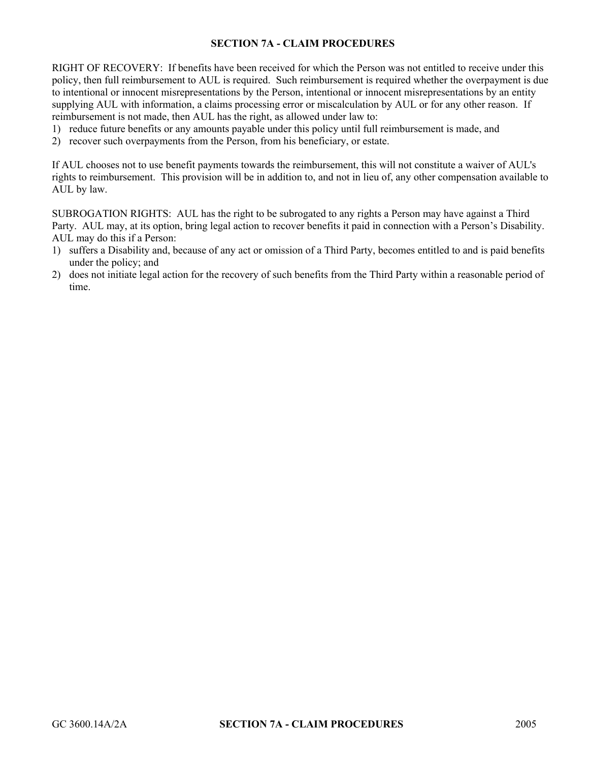## SECTION 7A - CLAIM PROCEDURES

RIGHT OF RECOVERY: If benefits have been received for which the Person was not entitled to receive under this policy, then full reimbursement to AUL is required. Such reimbursement is required whether the overpayment is due to intentional or innocent misrepresentations by the Person, intentional or innocent misrepresentations by an entity supplying AUL with information, a claims processing error or miscalculation by AUL or for any other reason. If reimbursement is not made, then AUL has the right, as allowed under law to:

1) reduce future benefits or any amounts payable under this policy until full reimbursement is made, and
2) recover such overpayments from the Person, from his beneficiary, or estate.

If AUL chooses not to use benefit payments towards the reimbursement, this will not constitute a waiver of AUL's rights to reimbursement. This provision will be in addition to, and not in lieu of, any other compensation available to AUL by law.

SUBROGATION RIGHTS: AUL has the right to be subrogated to any rights a Person may have against a Third Party. AUL may, at its option, bring legal action to recover benefits it paid in connection with a Person's Disability. AUL may do this if a Person:

1) suffers a Disability and, because of any act or omission of a Third Party, becomes entitled to and is paid benefits under the policy; and
2) does not initiate legal action for the recovery of such benefits from the Third Party within a reasonable period of time.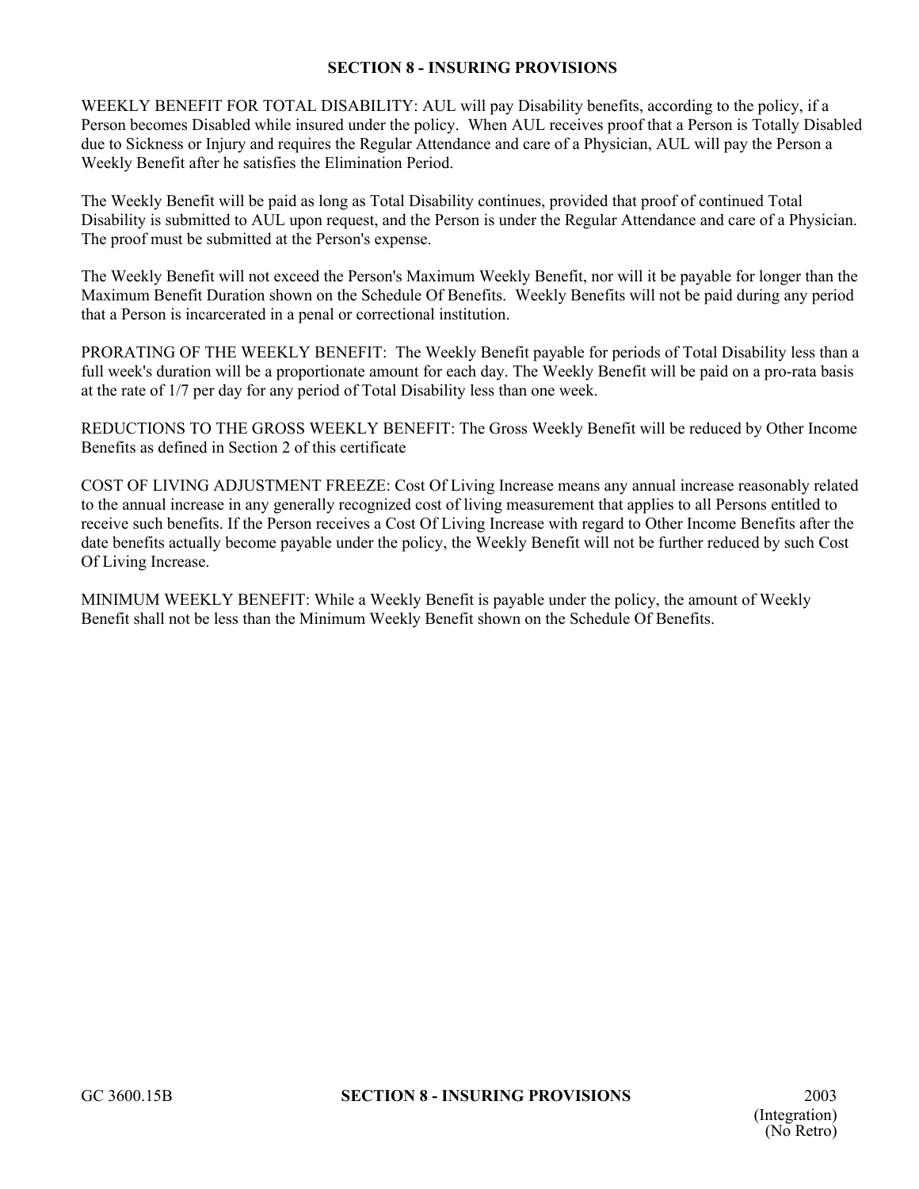# SECTION 8 - INSURING PROVISIONS

WEEKLY BENEFIT FOR TOTAL DISABILITY: AUL will pay Disability benefits, according to the policy, if a Person becomes Disabled while insured under the policy. When AUL receives proof that a Person is Totally Disabled due to Sickness or Injury and requires the Regular Attendance and care of a Physician, AUL will pay the Person a Weekly Benefit after he satisfies the Elimination Period.

The Weekly Benefit will be paid as long as Total Disability continues, provided that proof of continued Total Disability is submitted to AUL upon request, and the Person is under the Regular Attendance and care of a Physician. The proof must be submitted at the Person's expense.

The Weekly Benefit will not exceed the Person's Maximum Weekly Benefit, nor will it be payable for longer than the Maximum Benefit Duration shown on the Schedule Of Benefits. Weekly Benefits will not be paid during any period that a Person is incarcerated in a penal or correctional institution.

PRORATING OF THE WEEKLY BENEFIT: The Weekly Benefit payable for periods of Total Disability less than a full week's duration will be a proportionate amount for each day. The Weekly Benefit will be paid on a pro-rata basis at the rate of 1/7 per day for any period of Total Disability less than one week.

REDUCTIONS TO THE GROSS WEEKLY BENEFIT: The Gross Weekly Benefit will be reduced by Other Income Benefits as defined in Section 2 of this certificate

COST OF LIVING ADJUSTMENT FREEZE: Cost Of Living Increase means any annual increase reasonably related to the annual increase in any generally recognized cost of living measurement that applies to all Persons entitled to receive such benefits. If the Person receives a Cost Of Living Increase with regard to Other Income Benefits after the date benefits actually become payable under the policy, the Weekly Benefit will not be further reduced by such Cost Of Living Increase.

MINIMUM WEEKLY BENEFIT: While a Weekly Benefit is payable under the policy, the amount of Weekly Benefit shall not be less than the Minimum Weekly Benefit shown on the Schedule Of Benefits.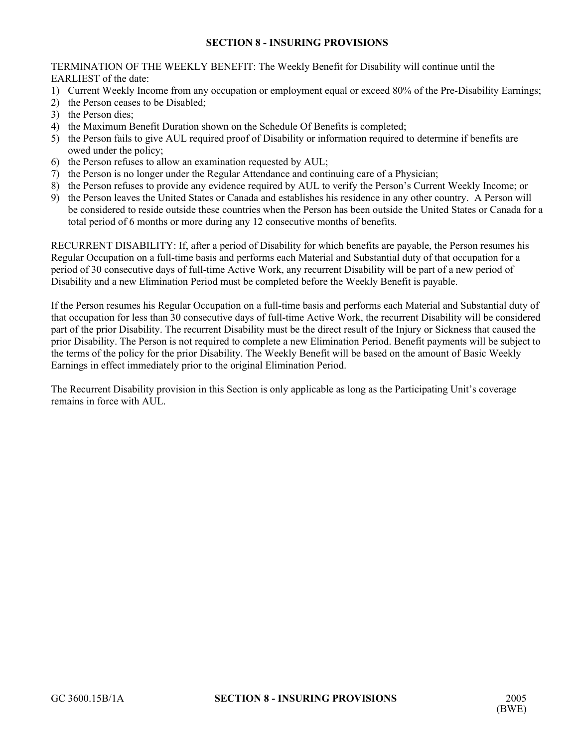## SECTION 8 - INSURING PROVISIONS

TERMINATION OF THE WEEKLY BENEFIT: The Weekly Benefit for Disability will continue until the EARLIEST of the date:

1) Current Weekly Income from any occupation or employment equal or exceed 80% of the Pre-Disability Earnings;
2) the Person ceases to be Disabled;
3) the Person dies;
4) the Maximum Benefit Duration shown on the Schedule Of Benefits is completed;
5) the Person fails to give AUL required proof of Disability or information required to determine if benefits are owed under the policy;
6) the Person refuses to allow an examination requested by AUL;
7) the Person is no longer under the Regular Attendance and continuing care of a Physician;
8) the Person refuses to provide any evidence required by AUL to verify the Person's Current Weekly Income; or
9) the Person leaves the United States or Canada and establishes his residence in any other country. A Person will be considered to reside outside these countries when the Person has been outside the United States or Canada for a total period of 6 months or more during any 12 consecutive months of benefits.

RECURRENT DISABILITY: If, after a period of Disability for which benefits are payable, the Person resumes his Regular Occupation on a full-time basis and performs each Material and Substantial duty of that occupation for a period of 30 consecutive days of full-time Active Work, any recurrent Disability will be part of a new period of Disability and a new Elimination Period must be completed before the Weekly Benefit is payable.

If the Person resumes his Regular Occupation on a full-time basis and performs each Material and Substantial duty of that occupation for less than 30 consecutive days of full-time Active Work, the recurrent Disability will be considered part of the prior Disability. The recurrent Disability must be the direct result of the Injury or Sickness that caused the prior Disability. The Person is not required to complete a new Elimination Period. Benefit payments will be subject to the terms of the policy for the prior Disability. The Weekly Benefit will be based on the amount of Basic Weekly Earnings in effect immediately prior to the original Elimination Period.

The Recurrent Disability provision in this Section is only applicable as long as the Participating Unit's coverage remains in force with AUL.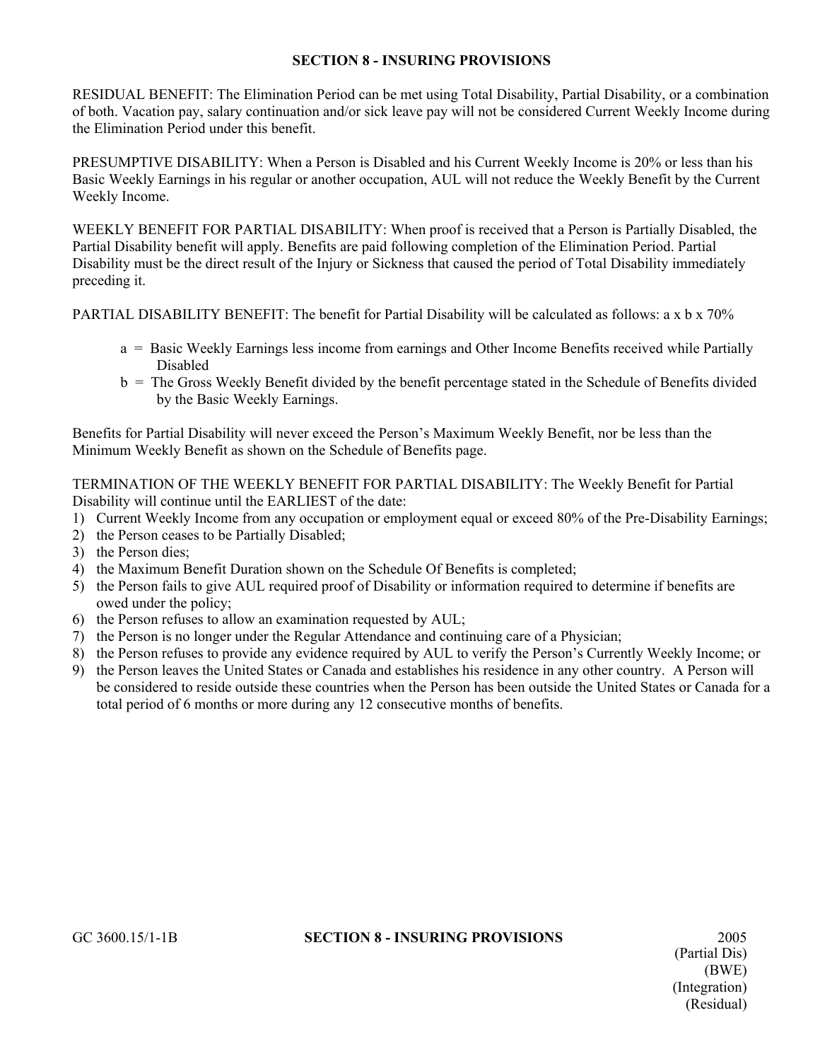## SECTION 8 - INSURING PROVISIONS

RESIDUAL BENEFIT: The Elimination Period can be met using Total Disability, Partial Disability, or a combination of both. Vacation pay, salary continuation and/or sick leave pay will not be considered Current Weekly Income during the Elimination Period under this benefit.

PRESUMPTIVE DISABILITY: When a Person is Disabled and his Current Weekly Income is 20% or less than his Basic Weekly Earnings in his regular or another occupation, AUL will not reduce the Weekly Benefit by the Current Weekly Income.

WEEKLY BENEFIT FOR PARTIAL DISABILITY: When proof is received that a Person is Partially Disabled, the Partial Disability benefit will apply. Benefits are paid following completion of the Elimination Period. Partial Disability must be the direct result of the Injury or Sickness that caused the period of Total Disability immediately preceding it.

PARTIAL DISABILITY BENEFIT: The benefit for Partial Disability will be calculated as follows: a x b x 70%

- a = Basic Weekly Earnings less income from earnings and Other Income Benefits received while Partially Disabled
- b = The Gross Weekly Benefit divided by the benefit percentage stated in the Schedule of Benefits divided by the Basic Weekly Earnings.

Benefits for Partial Disability will never exceed the Person's Maximum Weekly Benefit, nor be less than the Minimum Weekly Benefit as shown on the Schedule of Benefits page.

TERMINATION OF THE WEEKLY BENEFIT FOR PARTIAL DISABILITY: The Weekly Benefit for Partial Disability will continue until the EARLIEST of the date:

1) Current Weekly Income from any occupation or employment equal or exceed 80% of the Pre-Disability Earnings;
2) the Person ceases to be Partially Disabled;
3) the Person dies;
4) the Maximum Benefit Duration shown on the Schedule Of Benefits is completed;
5) the Person fails to give AUL required proof of Disability or information required to determine if benefits are owed under the policy;
6) the Person refuses to allow an examination requested by AUL;
7) the Person is no longer under the Regular Attendance and continuing care of a Physician;
8) the Person refuses to provide any evidence required by AUL to verify the Person's Currently Weekly Income; or
9) the Person leaves the United States or Canada and establishes his residence in any other country. A Person will be considered to reside outside these countries when the Person has been outside the United States or Canada for a total period of 6 months or more during any 12 consecutive months of benefits.

GC 3600.15/1-1B 2005 (Partial Dis) (BWE) (Integration) (Residual)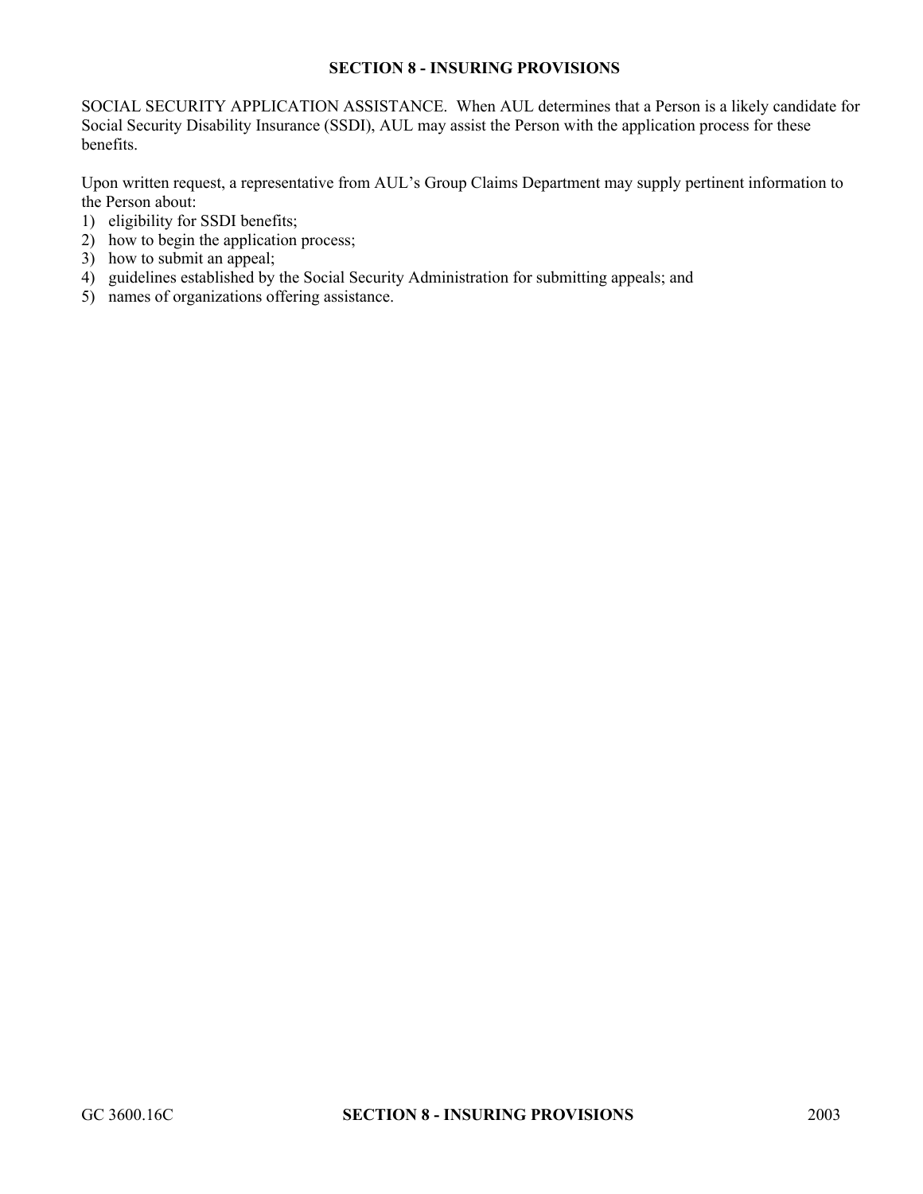## SECTION 8 - INSURING PROVISIONS

SOCIAL SECURITY APPLICATION ASSISTANCE. When AUL determines that a Person is a likely candidate for Social Security Disability Insurance (SSDI), AUL may assist the Person with the application process for these benefits.

Upon written request, a representative from AUL's Group Claims Department may supply pertinent information to the Person about:

1) eligibility for SSDI benefits;
2) how to begin the application process;
3) how to submit an appeal;
4) guidelines established by the Social Security Administration for submitting appeals; and
5) names of organizations offering assistance.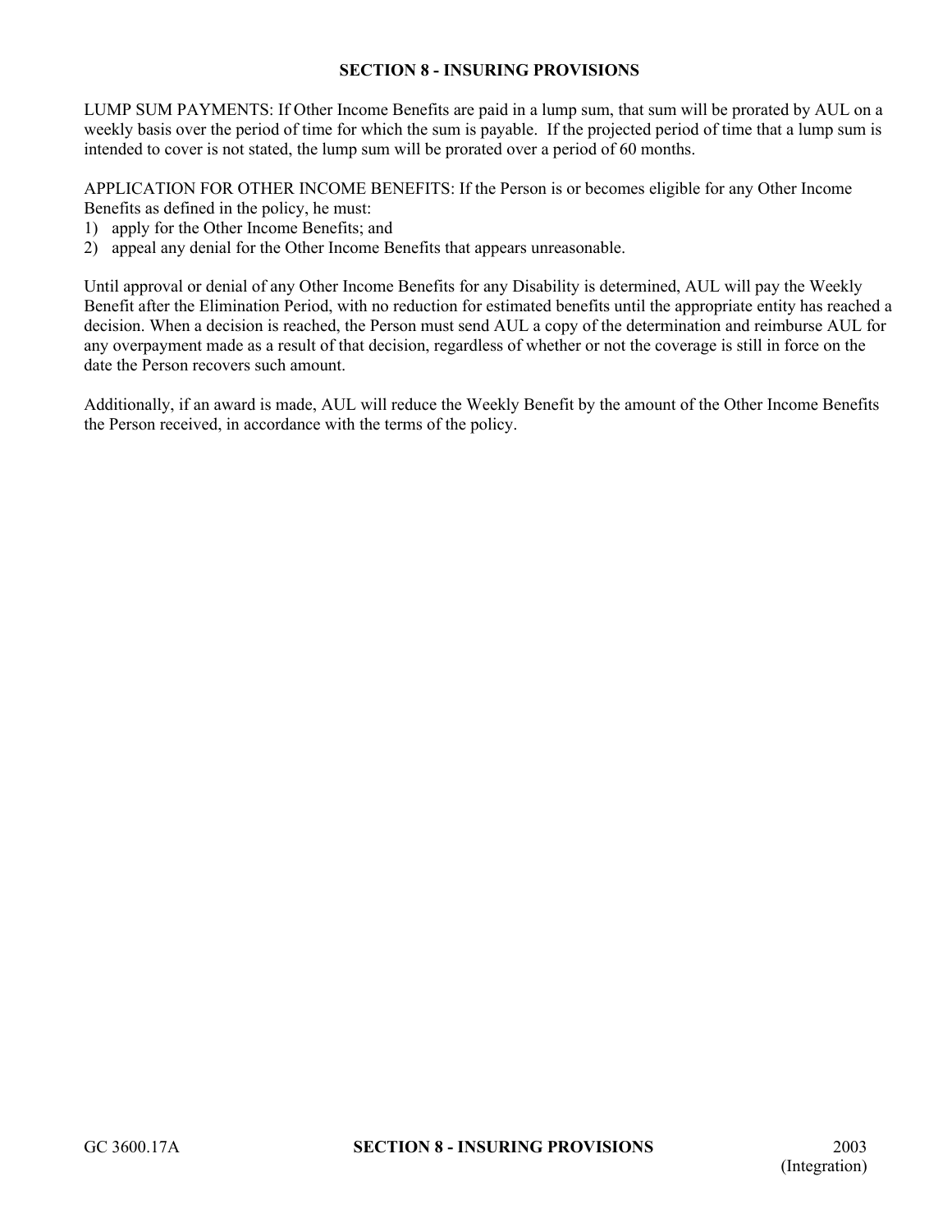## SECTION 8 - INSURING PROVISIONS

LUMP SUM PAYMENTS: If Other Income Benefits are paid in a lump sum, that sum will be prorated by AUL on a weekly basis over the period of time for which the sum is payable. If the projected period of time that a lump sum is intended to cover is not stated, the lump sum will be prorated over a period of 60 months.

APPLICATION FOR OTHER INCOME BENEFITS: If the Person is or becomes eligible for any Other Income Benefits as defined in the policy, he must:

1) apply for the Other Income Benefits; and
2) appeal any denial for the Other Income Benefits that appears unreasonable.

Until approval or denial of any Other Income Benefits for any Disability is determined, AUL will pay the Weekly Benefit after the Elimination Period, with no reduction for estimated benefits until the appropriate entity has reached a decision. When a decision is reached, the Person must send AUL a copy of the determination and reimburse AUL for any overpayment made as a result of that decision, regardless of whether or not the coverage is still in force on the date the Person recovers such amount.

Additionally, if an award is made, AUL will reduce the Weekly Benefit by the amount of the Other Income Benefits the Person received, in accordance with the terms of the policy.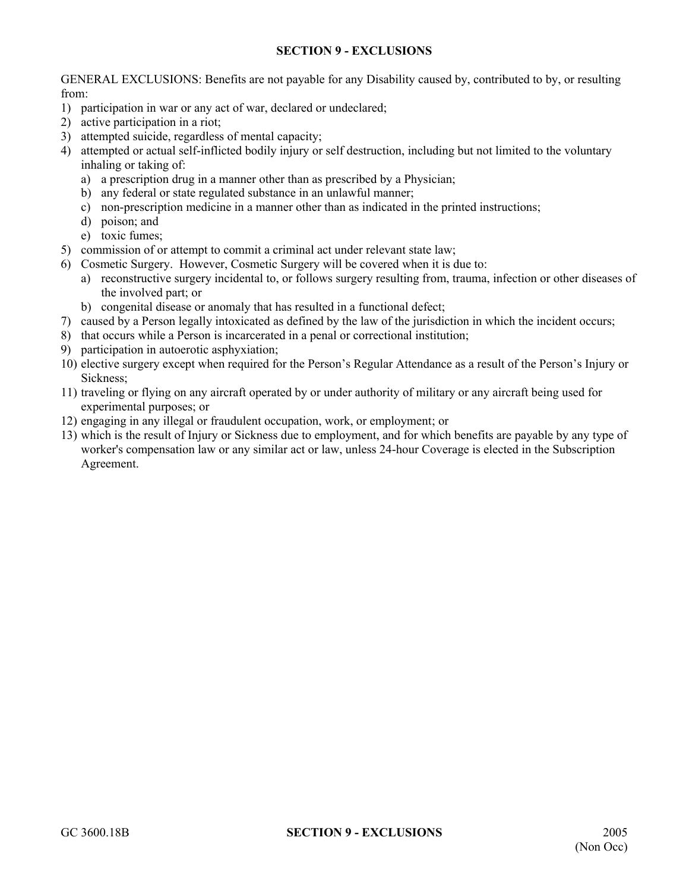## SECTION 9 - EXCLUSIONS

GENERAL EXCLUSIONS: Benefits are not payable for any Disability caused by, contributed to by, or resulting from:

1) participation in war or any act of war, declared or undeclared;
2) active participation in a riot;
3) attempted suicide, regardless of mental capacity;
4) attempted or actual self-inflicted bodily injury or self destruction, including but not limited to the voluntary inhaling or taking of:
   a) a prescription drug in a manner other than as prescribed by a Physician;
   b) any federal or state regulated substance in an unlawful manner;
   c) non-prescription medicine in a manner other than as indicated in the printed instructions;
   d) poison; and
   e) toxic fumes;
5) commission of or attempt to commit a criminal act under relevant state law;
6) Cosmetic Surgery. However, Cosmetic Surgery will be covered when it is due to:
   a) reconstructive surgery incidental to, or follows surgery resulting from, trauma, infection or other diseases of the involved part; or
   b) congenital disease or anomaly that has resulted in a functional defect;
7) caused by a Person legally intoxicated as defined by the law of the jurisdiction in which the incident occurs;
8) that occurs while a Person is incarcerated in a penal or correctional institution;
9) participation in autoerotic asphyxiation;
10) elective surgery except when required for the Person's Regular Attendance as a result of the Person's Injury or Sickness;
11) traveling or flying on any aircraft operated by or under authority of military or any aircraft being used for experimental purposes; or
12) engaging in any illegal or fraudulent occupation, work, or employment; or
13) which is the result of Injury or Sickness due to employment, and for which benefits are payable by any type of worker's compensation law or any similar act or law, unless 24-hour Coverage is elected in the Subscription Agreement.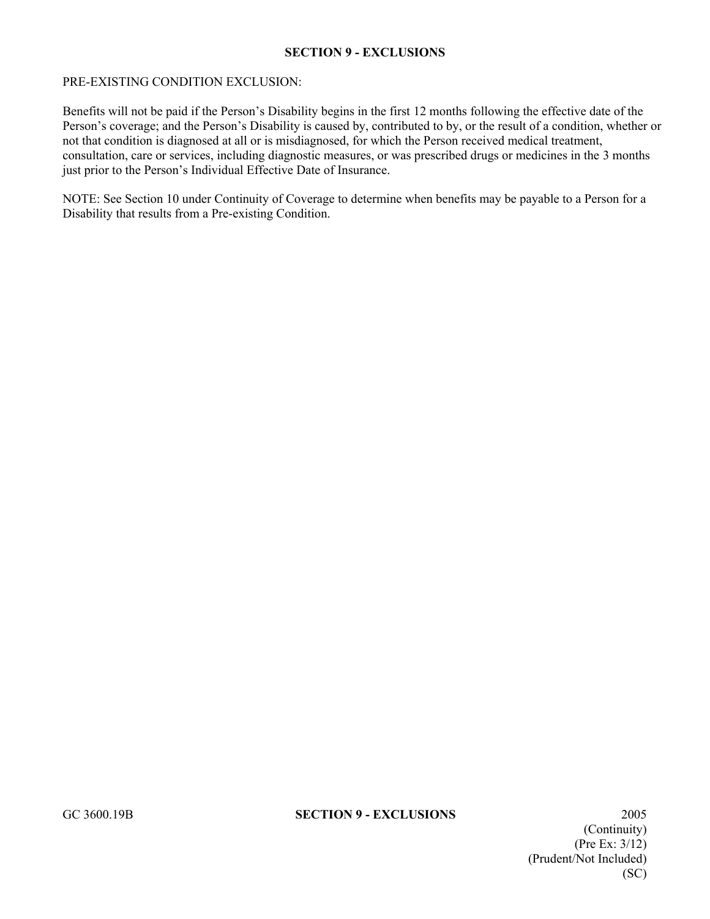## SECTION 9 - EXCLUSIONS

PRE-EXISTING CONDITION EXCLUSION:

Benefits will not be paid if the Person's Disability begins in the first 12 months following the effective date of the Person's coverage; and the Person's Disability is caused by, contributed to by, or the result of a condition, whether or not that condition is diagnosed at all or is misdiagnosed, for which the Person received medical treatment, consultation, care or services, including diagnostic measures, or was prescribed drugs or medicines in the 3 months just prior to the Person's Individual Effective Date of Insurance.

NOTE: See Section 10 under Continuity of Coverage to determine when benefits may be payable to a Person for a Disability that results from a Pre-existing Condition.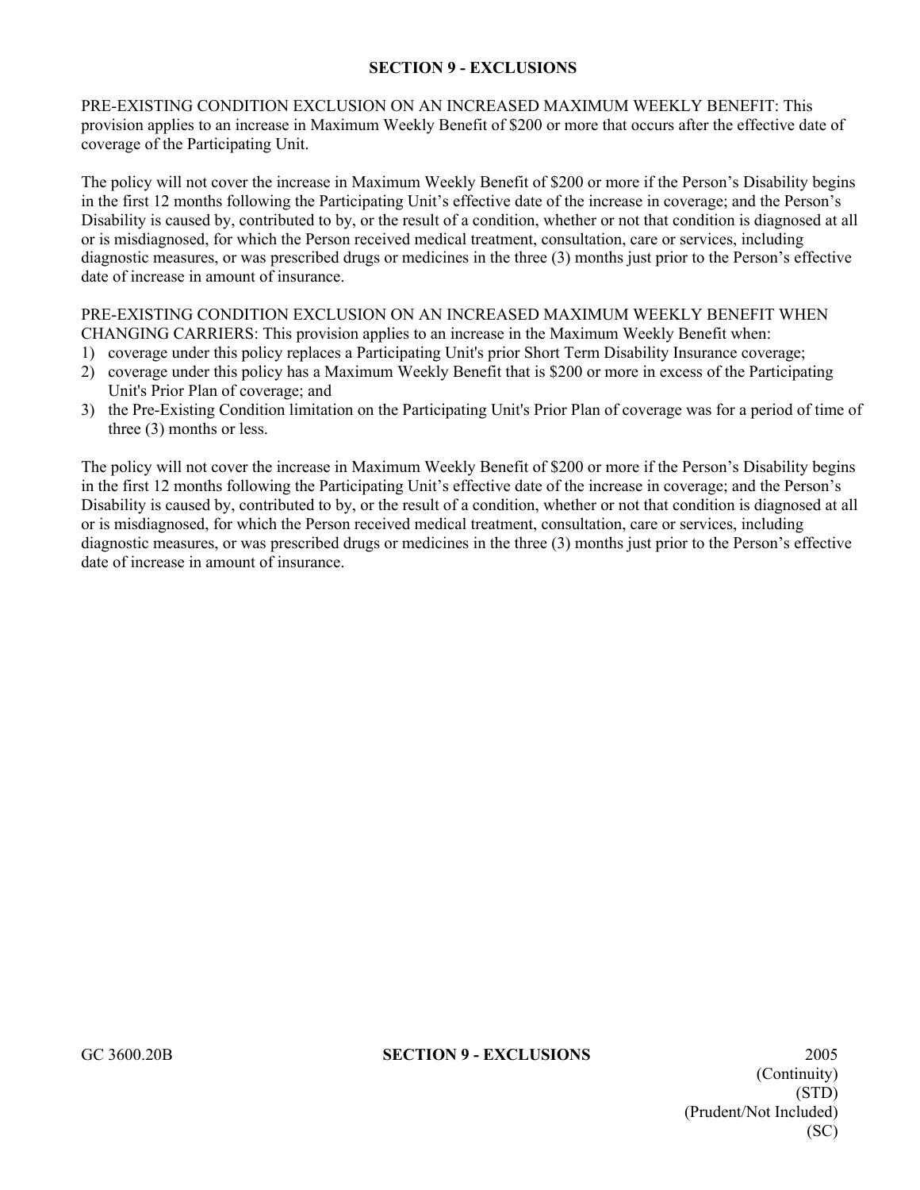## SECTION 9 - EXCLUSIONS

PRE-EXISTING CONDITION EXCLUSION ON AN INCREASED MAXIMUM WEEKLY BENEFIT: This provision applies to an increase in Maximum Weekly Benefit of $200 or more that occurs after the effective date of coverage of the Participating Unit.

The policy will not cover the increase in Maximum Weekly Benefit of $200 or more if the Person's Disability begins in the first 12 months following the Participating Unit's effective date of the increase in coverage; and the Person's Disability is caused by, contributed to by, or the result of a condition, whether or not that condition is diagnosed at all or is misdiagnosed, for which the Person received medical treatment, consultation, care or services, including diagnostic measures, or was prescribed drugs or medicines in the three (3) months just prior to the Person's effective date of increase in amount of insurance.

PRE-EXISTING CONDITION EXCLUSION ON AN INCREASED MAXIMUM WEEKLY BENEFIT WHEN CHANGING CARRIERS: This provision applies to an increase in the Maximum Weekly Benefit when:

1) coverage under this policy replaces a Participating Unit's prior Short Term Disability Insurance coverage;
2) coverage under this policy has a Maximum Weekly Benefit that is $200 or more in excess of the Participating Unit's Prior Plan of coverage; and
3) the Pre-Existing Condition limitation on the Participating Unit's Prior Plan of coverage was for a period of time of three (3) months or less.

The policy will not cover the increase in Maximum Weekly Benefit of $200 or more if the Person's Disability begins in the first 12 months following the Participating Unit's effective date of the increase in coverage; and the Person's Disability is caused by, contributed to by, or the result of a condition, whether or not that condition is diagnosed at all or is misdiagnosed, for which the Person received medical treatment, consultation, care or services, including diagnostic measures, or was prescribed drugs or medicines in the three (3) months just prior to the Person's effective date of increase in amount of insurance.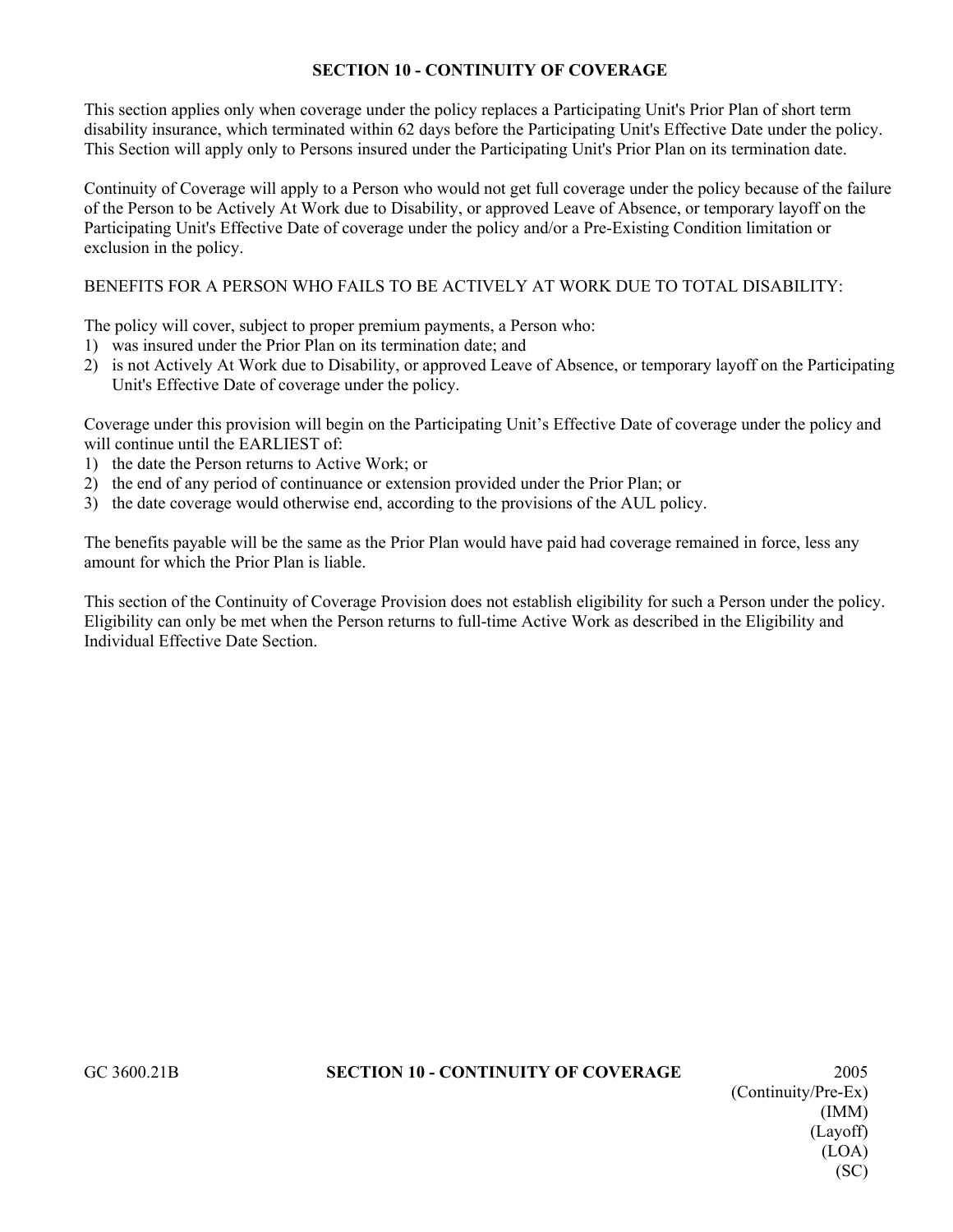## SECTION 10 - CONTINUITY OF COVERAGE

This section applies only when coverage under the policy replaces a Participating Unit's Prior Plan of short term disability insurance, which terminated within 62 days before the Participating Unit's Effective Date under the policy. This Section will apply only to Persons insured under the Participating Unit's Prior Plan on its termination date.

Continuity of Coverage will apply to a Person who would not get full coverage under the policy because of the failure of the Person to be Actively At Work due to Disability, or approved Leave of Absence, or temporary layoff on the Participating Unit's Effective Date of coverage under the policy and/or a Pre-Existing Condition limitation or exclusion in the policy.

BENEFITS FOR A PERSON WHO FAILS TO BE ACTIVELY AT WORK DUE TO TOTAL DISABILITY:

The policy will cover, subject to proper premium payments, a Person who:

1) was insured under the Prior Plan on its termination date; and
2) is not Actively At Work due to Disability, or approved Leave of Absence, or temporary layoff on the Participating Unit's Effective Date of coverage under the policy.

Coverage under this provision will begin on the Participating Unit's Effective Date of coverage under the policy and will continue until the EARLIEST of:

1) the date the Person returns to Active Work; or
2) the end of any period of continuance or extension provided under the Prior Plan; or
3) the date coverage would otherwise end, according to the provisions of the AUL policy.

The benefits payable will be the same as the Prior Plan would have paid had coverage remained in force, less any amount for which the Prior Plan is liable.

This section of the Continuity of Coverage Provision does not establish eligibility for such a Person under the policy. Eligibility can only be met when the Person returns to full-time Active Work as described in the Eligibility and Individual Effective Date Section.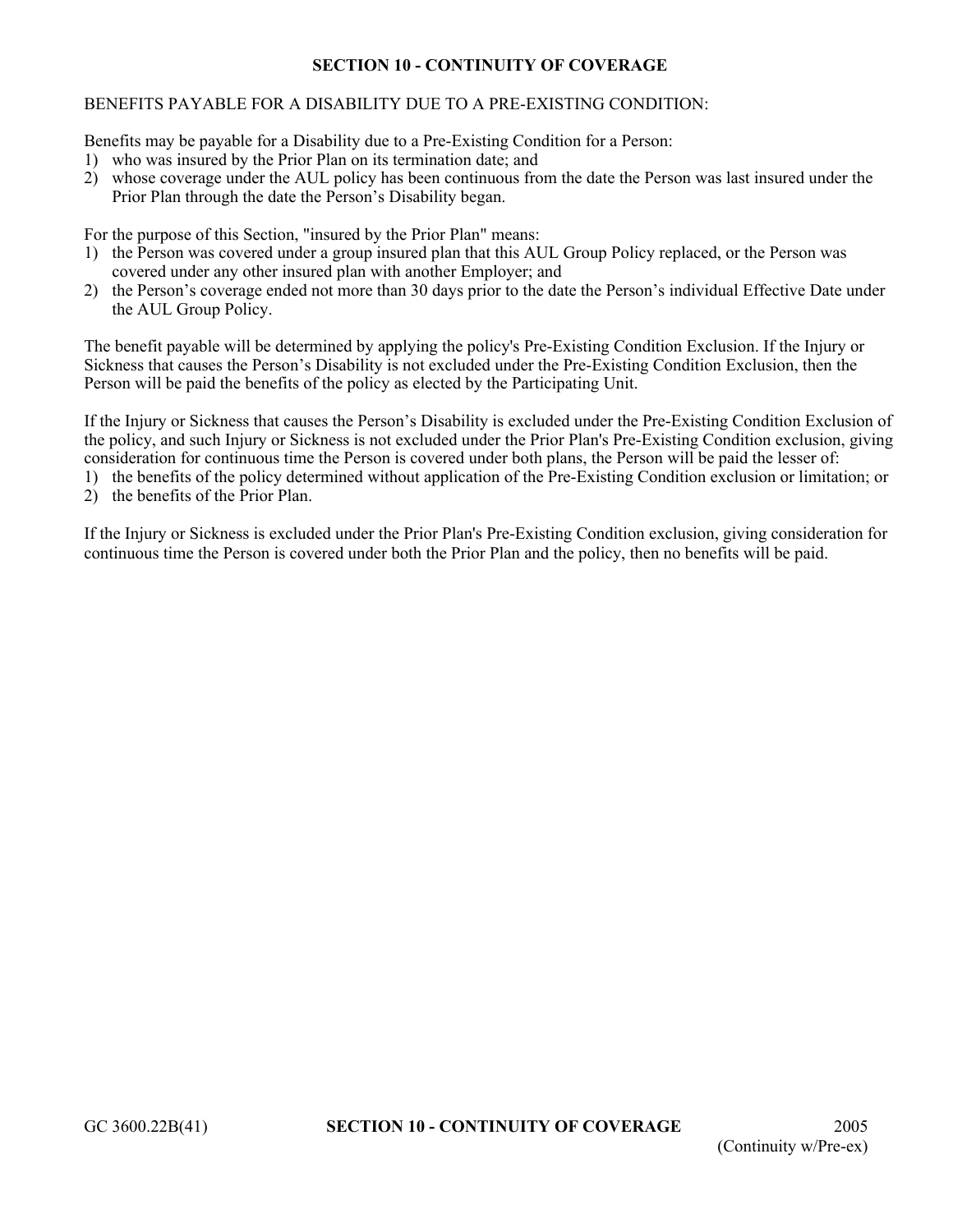## SECTION 10 - CONTINUITY OF COVERAGE

BENEFITS PAYABLE FOR A DISABILITY DUE TO A PRE-EXISTING CONDITION:

Benefits may be payable for a Disability due to a Pre-Existing Condition for a Person:

1) who was insured by the Prior Plan on its termination date; and
2) whose coverage under the AUL policy has been continuous from the date the Person was last insured under the Prior Plan through the date the Person's Disability began.

For the purpose of this Section, "insured by the Prior Plan" means:

1) the Person was covered under a group insured plan that this AUL Group Policy replaced, or the Person was covered under any other insured plan with another Employer; and
2) the Person's coverage ended not more than 30 days prior to the date the Person's individual Effective Date under the AUL Group Policy.

The benefit payable will be determined by applying the policy's Pre-Existing Condition Exclusion. If the Injury or Sickness that causes the Person's Disability is not excluded under the Pre-Existing Condition Exclusion, then the Person will be paid the benefits of the policy as elected by the Participating Unit.

If the Injury or Sickness that causes the Person's Disability is excluded under the Pre-Existing Condition Exclusion of the policy, and such Injury or Sickness is not excluded under the Prior Plan's Pre-Existing Condition exclusion, giving consideration for continuous time the Person is covered under both plans, the Person will be paid the lesser of:

1) the benefits of the policy determined without application of the Pre-Existing Condition exclusion or limitation; or
2) the benefits of the Prior Plan.

If the Injury or Sickness is excluded under the Prior Plan's Pre-Existing Condition exclusion, giving consideration for continuous time the Person is covered under both the Prior Plan and the policy, then no benefits will be paid.